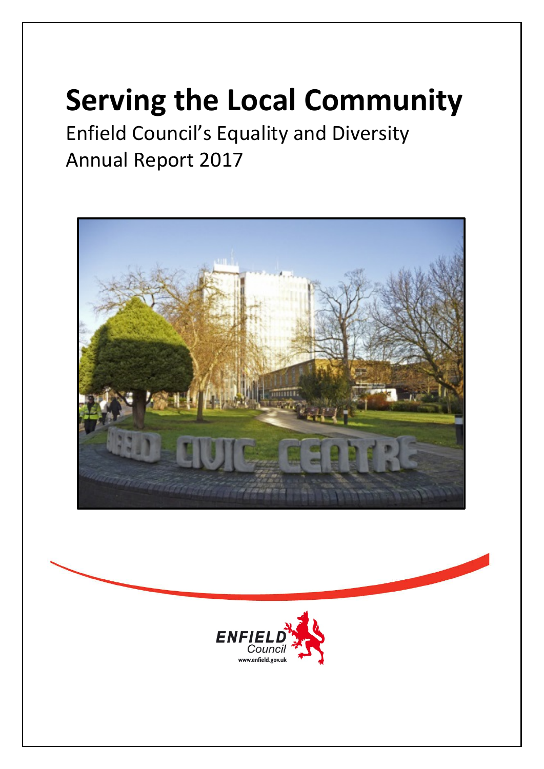# Serving the Local Community

Enfield Council's Equality and Diversity Annual Report 2017

ENFIELD Council

www.enfield.gov.uk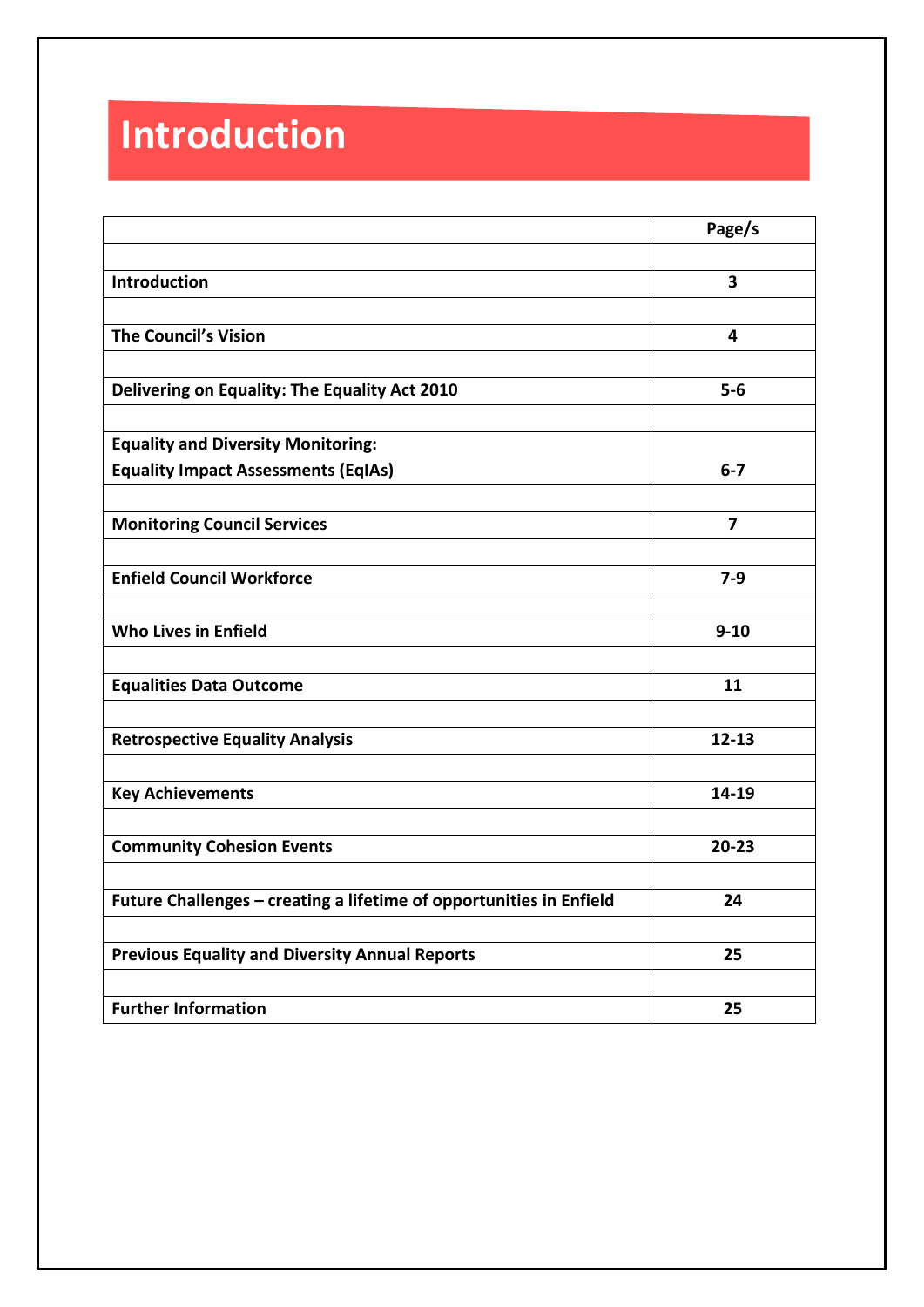# Introduction

| | Page/s |
|---|---|
| | |
| **Introduction** | **3** |
| | |
| **The Council's Vision** | **4** |
| | |
| **Delivering on Equality: The Equality Act 2010** | **5-6** |
| | |
| **Equality and Diversity Monitoring: Equality Impact Assessments (EqIAs)** | **6-7** |
| | |
| **Monitoring Council Services** | **7** |
| | |
| **Enfield Council Workforce** | **7-9** |
| | |
| **Who Lives in Enfield** | **9-10** |
| | |
| **Equalities Data Outcome** | **11** |
| | |
| **Retrospective Equality Analysis** | **12-13** |
| | |
| **Key Achievements** | **14-19** |
| | |
| **Community Cohesion Events** | **20-23** |
| | |
| **Future Challenges – creating a lifetime of opportunities in Enfield** | **24** |
| | |
| **Previous Equality and Diversity Annual Reports** | **25** |
| | |
| **Further Information** | **25** |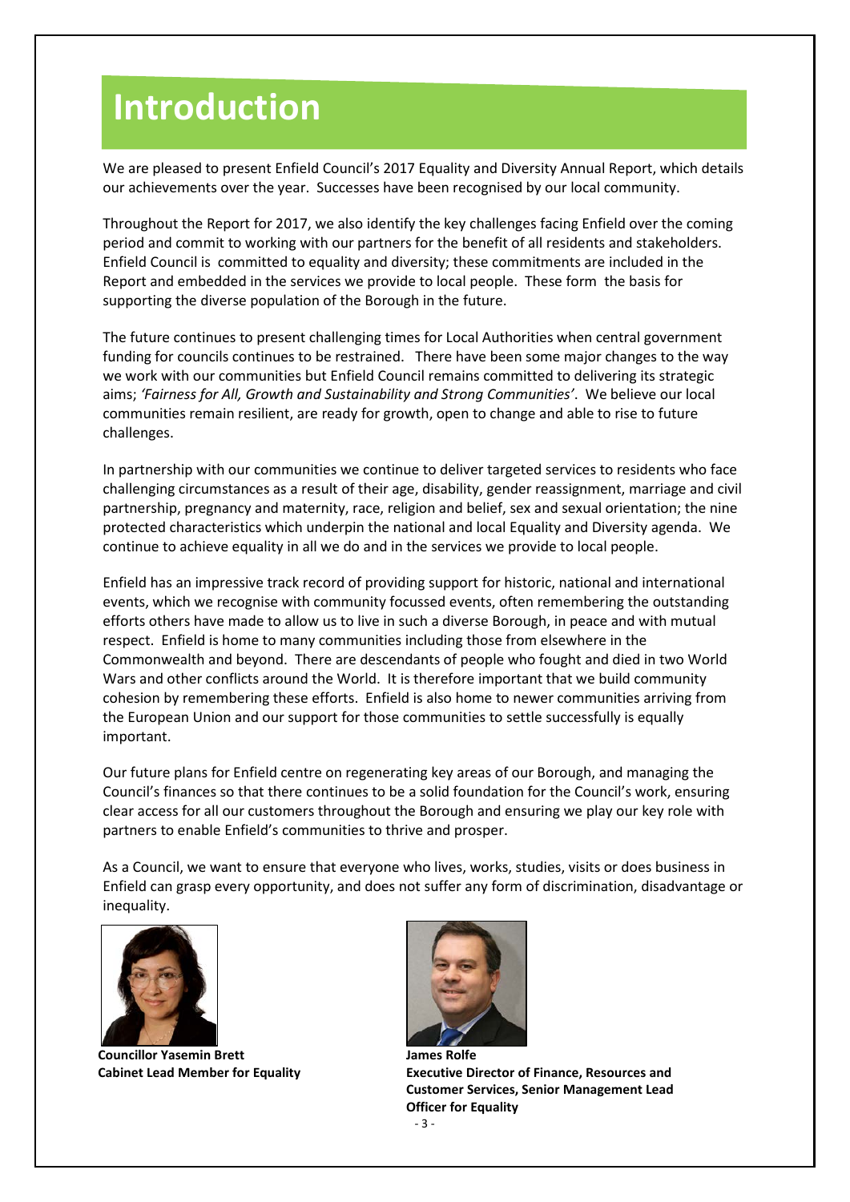# Introduction

We are pleased to present Enfield Council's 2017 Equality and Diversity Annual Report, which details our achievements over the year. Successes have been recognised by our local community.

Throughout the Report for 2017, we also identify the key challenges facing Enfield over the coming period and commit to working with our partners for the benefit of all residents and stakeholders. Enfield Council is committed to equality and diversity; these commitments are included in the Report and embedded in the services we provide to local people. These form the basis for supporting the diverse population of the Borough in the future.

The future continues to present challenging times for Local Authorities when central government funding for councils continues to be restrained. There have been some major changes to the way we work with our communities but Enfield Council remains committed to delivering its strategic aims; *'Fairness for All, Growth and Sustainability and Strong Communities'*. We believe our local communities remain resilient, are ready for growth, open to change and able to rise to future challenges.

In partnership with our communities we continue to deliver targeted services to residents who face challenging circumstances as a result of their age, disability, gender reassignment, marriage and civil partnership, pregnancy and maternity, race, religion and belief, sex and sexual orientation; the nine protected characteristics which underpin the national and local Equality and Diversity agenda. We continue to achieve equality in all we do and in the services we provide to local people.

Enfield has an impressive track record of providing support for historic, national and international events, which we recognise with community focussed events, often remembering the outstanding efforts others have made to allow us to live in such a diverse Borough, in peace and with mutual respect. Enfield is home to many communities including those from elsewhere in the Commonwealth and beyond. There are descendants of people who fought and died in two World Wars and other conflicts around the World. It is therefore important that we build community cohesion by remembering these efforts. Enfield is also home to newer communities arriving from the European Union and our support for those communities to settle successfully is equally important.

Our future plans for Enfield centre on regenerating key areas of our Borough, and managing the Council's finances so that there continues to be a solid foundation for the Council's work, ensuring clear access for all our customers throughout the Borough and ensuring we play our key role with partners to enable Enfield's communities to thrive and prosper.

As a Council, we want to ensure that everyone who lives, works, studies, visits or does business in Enfield can grasp every opportunity, and does not suffer any form of discrimination, disadvantage or inequality.

**Councillor Yasemin Brett**
**Cabinet Lead Member for Equality**

**James Rolfe**
**Executive Director of Finance, Resources and Customer Services, Senior Management Lead Officer for Equality**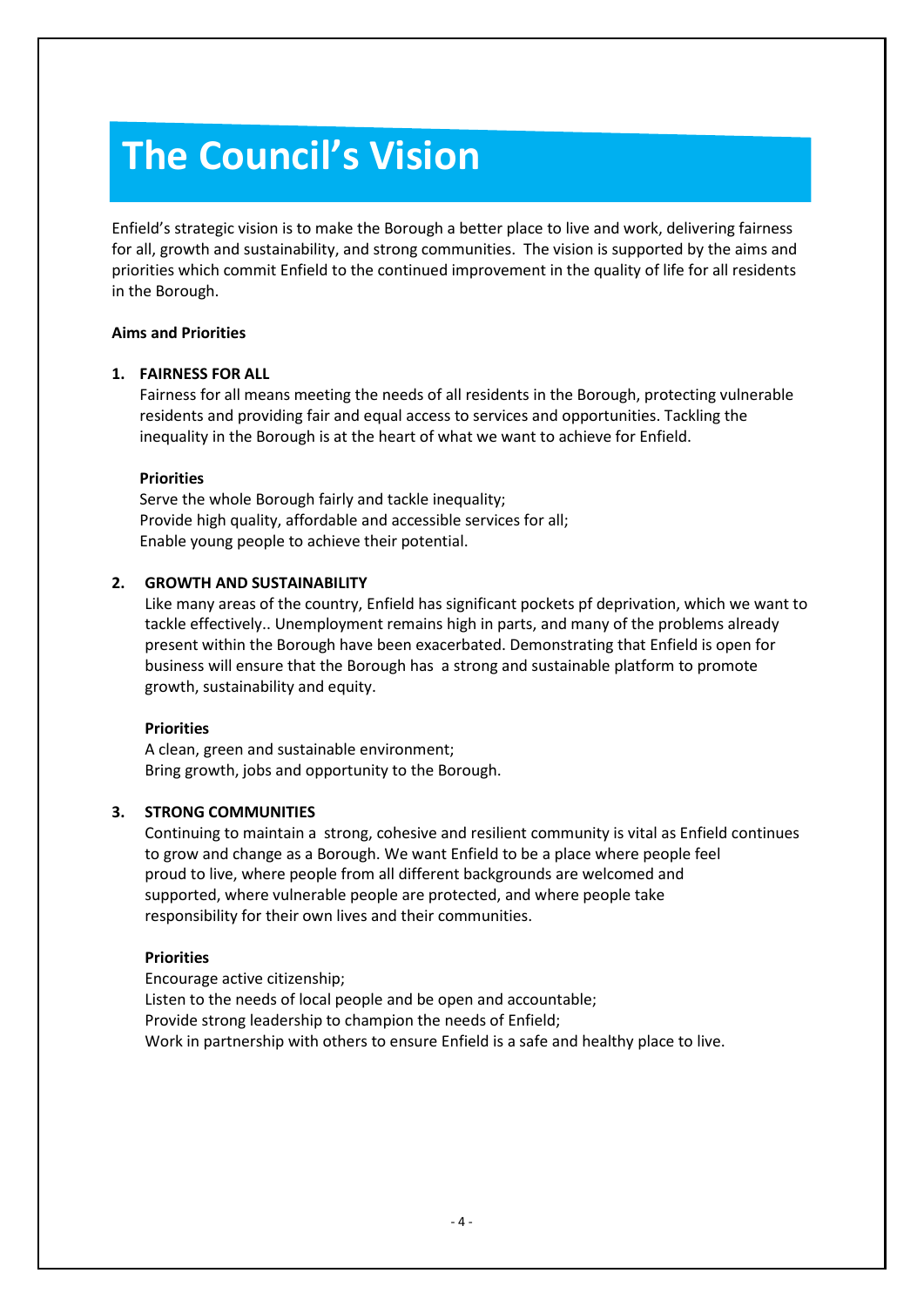# The Council's Vision

Enfield's strategic vision is to make the Borough a better place to live and work, delivering fairness for all, growth and sustainability, and strong communities. The vision is supported by the aims and priorities which commit Enfield to the continued improvement in the quality of life for all residents in the Borough.

**Aims and Priorities**

1. **FAIRNESS FOR ALL**

   Fairness for all means meeting the needs of all residents in the Borough, protecting vulnerable residents and providing fair and equal access to services and opportunities. Tackling the inequality in the Borough is at the heart of what we want to achieve for Enfield.

   **Priorities**

   Serve the whole Borough fairly and tackle inequality;
   Provide high quality, affordable and accessible services for all;
   Enable young people to achieve their potential.

2. **GROWTH AND SUSTAINABILITY**

   Like many areas of the country, Enfield has significant pockets pf deprivation, which we want to tackle effectively.. Unemployment remains high in parts, and many of the problems already present within the Borough have been exacerbated. Demonstrating that Enfield is open for business will ensure that the Borough has a strong and sustainable platform to promote growth, sustainability and equity.

   **Priorities**

   A clean, green and sustainable environment;
   Bring growth, jobs and opportunity to the Borough.

3. **STRONG COMMUNITIES**

   Continuing to maintain a strong, cohesive and resilient community is vital as Enfield continues to grow and change as a Borough. We want Enfield to be a place where people feel proud to live, where people from all different backgrounds are welcomed and supported, where vulnerable people are protected, and where people take responsibility for their own lives and their communities.

   **Priorities**

   Encourage active citizenship;
   Listen to the needs of local people and be open and accountable;
   Provide strong leadership to champion the needs of Enfield;
   Work in partnership with others to ensure Enfield is a safe and healthy place to live.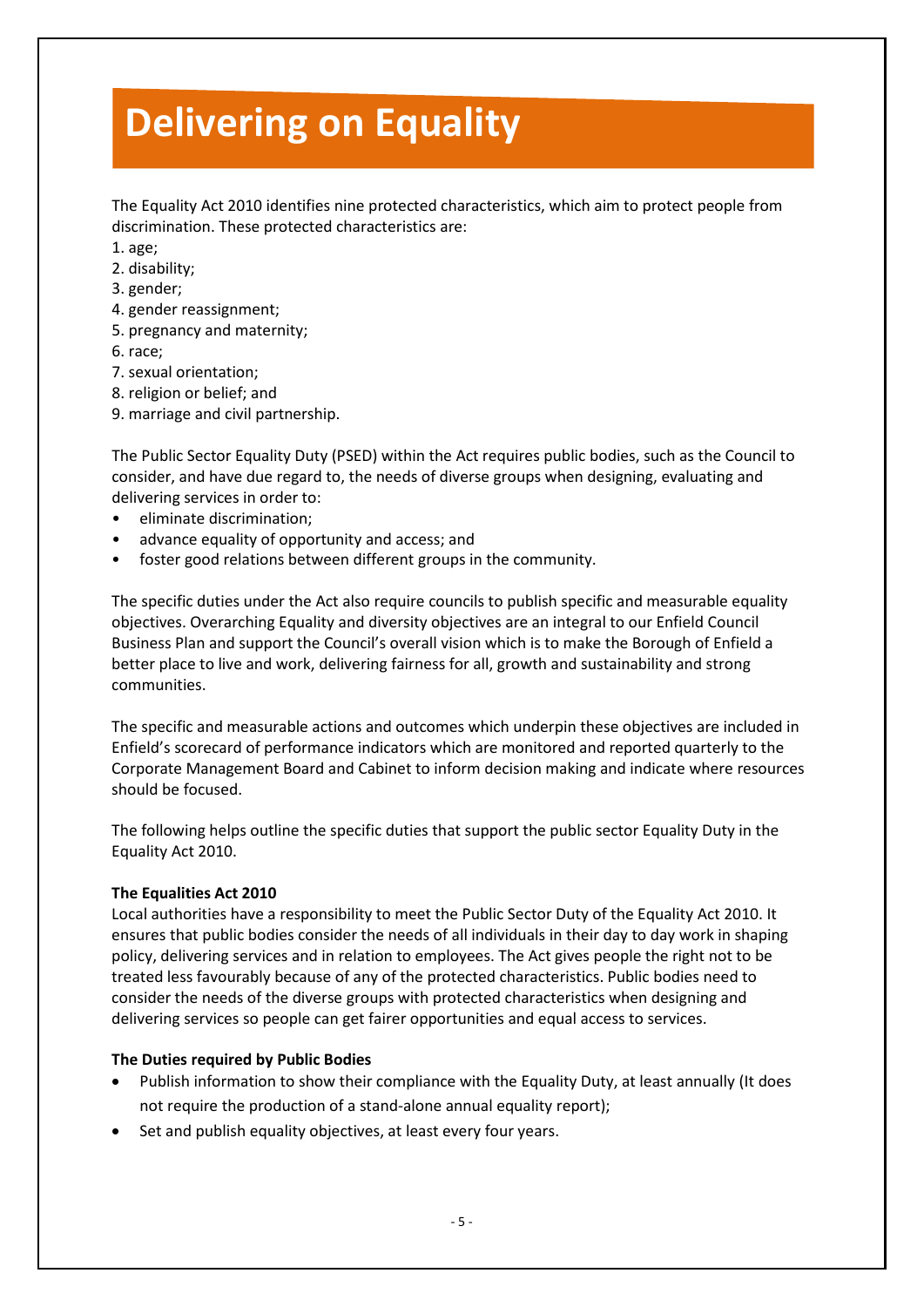# Delivering on Equality

The Equality Act 2010 identifies nine protected characteristics, which aim to protect people from discrimination. These protected characteristics are:

1. age;
2. disability;
3. gender;
4. gender reassignment;
5. pregnancy and maternity;
6. race;
7. sexual orientation;
8. religion or belief; and
9. marriage and civil partnership.

The Public Sector Equality Duty (PSED) within the Act requires public bodies, such as the Council to consider, and have due regard to, the needs of diverse groups when designing, evaluating and delivering services in order to:

- eliminate discrimination;
- advance equality of opportunity and access; and
- foster good relations between different groups in the community.

The specific duties under the Act also require councils to publish specific and measurable equality objectives. Overarching Equality and diversity objectives are an integral to our Enfield Council Business Plan and support the Council's overall vision which is to make the Borough of Enfield a better place to live and work, delivering fairness for all, growth and sustainability and strong communities.

The specific and measurable actions and outcomes which underpin these objectives are included in Enfield's scorecard of performance indicators which are monitored and reported quarterly to the Corporate Management Board and Cabinet to inform decision making and indicate where resources should be focused.

The following helps outline the specific duties that support the public sector Equality Duty in the Equality Act 2010.

**The Equalities Act 2010**

Local authorities have a responsibility to meet the Public Sector Duty of the Equality Act 2010. It ensures that public bodies consider the needs of all individuals in their day to day work in shaping policy, delivering services and in relation to employees. The Act gives people the right not to be treated less favourably because of any of the protected characteristics. Public bodies need to consider the needs of the diverse groups with protected characteristics when designing and delivering services so people can get fairer opportunities and equal access to services.

**The Duties required by Public Bodies**

- Publish information to show their compliance with the Equality Duty, at least annually (It does not require the production of a stand-alone annual equality report);
- Set and publish equality objectives, at least every four years.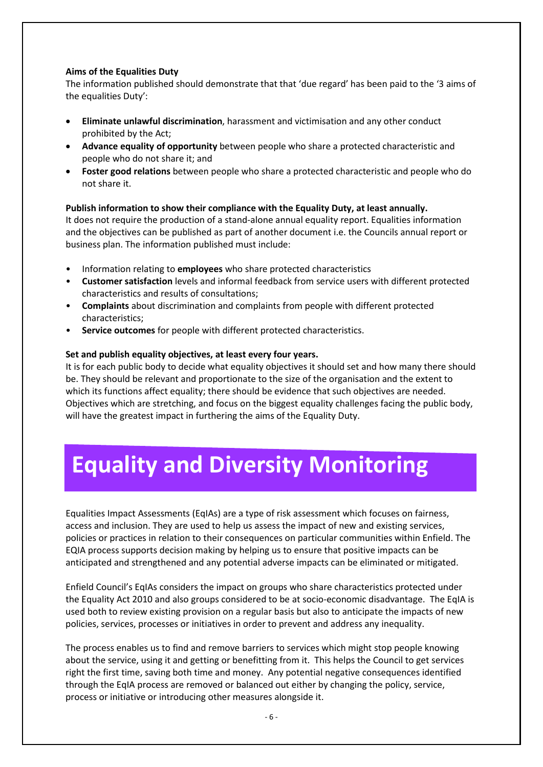**Aims of the Equalities Duty**

The information published should demonstrate that that 'due regard' has been paid to the '3 aims of the equalities Duty':

- **Eliminate unlawful discrimination**, harassment and victimisation and any other conduct prohibited by the Act;
- **Advance equality of opportunity** between people who share a protected characteristic and people who do not share it; and
- **Foster good relations** between people who share a protected characteristic and people who do not share it.

**Publish information to show their compliance with the Equality Duty, at least annually.**

It does not require the production of a stand-alone annual equality report. Equalities information and the objectives can be published as part of another document i.e. the Councils annual report or business plan. The information published must include:

- Information relating to **employees** who share protected characteristics
- **Customer satisfaction** levels and informal feedback from service users with different protected characteristics and results of consultations;
- **Complaints** about discrimination and complaints from people with different protected characteristics;
- **Service outcomes** for people with different protected characteristics.

**Set and publish equality objectives, at least every four years.**

It is for each public body to decide what equality objectives it should set and how many there should be. They should be relevant and proportionate to the size of the organisation and the extent to which its functions affect equality; there should be evidence that such objectives are needed. Objectives which are stretching, and focus on the biggest equality challenges facing the public body, will have the greatest impact in furthering the aims of the Equality Duty.

# Equality and Diversity Monitoring

Equalities Impact Assessments (EqIAs) are a type of risk assessment which focuses on fairness, access and inclusion. They are used to help us assess the impact of new and existing services, policies or practices in relation to their consequences on particular communities within Enfield. The EQIA process supports decision making by helping us to ensure that positive impacts can be anticipated and strengthened and any potential adverse impacts can be eliminated or mitigated.

Enfield Council's EqIAs considers the impact on groups who share characteristics protected under the Equality Act 2010 and also groups considered to be at socio-economic disadvantage. The EqIA is used both to review existing provision on a regular basis but also to anticipate the impacts of new policies, services, processes or initiatives in order to prevent and address any inequality.

The process enables us to find and remove barriers to services which might stop people knowing about the service, using it and getting or benefitting from it. This helps the Council to get services right the first time, saving both time and money. Any potential negative consequences identified through the EqIA process are removed or balanced out either by changing the policy, service, process or initiative or introducing other measures alongside it.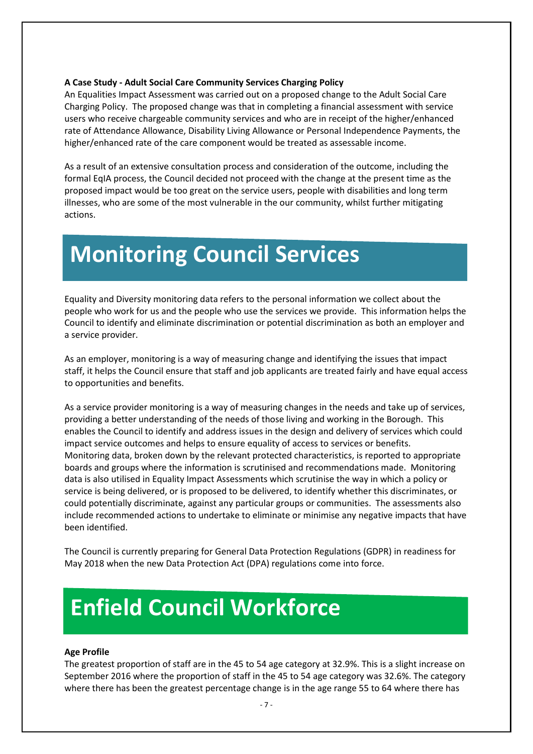**A Case Study - Adult Social Care Community Services Charging Policy**

An Equalities Impact Assessment was carried out on a proposed change to the Adult Social Care Charging Policy. The proposed change was that in completing a financial assessment with service users who receive chargeable community services and who are in receipt of the higher/enhanced rate of Attendance Allowance, Disability Living Allowance or Personal Independence Payments, the higher/enhanced rate of the care component would be treated as assessable income.

As a result of an extensive consultation process and consideration of the outcome, including the formal EqIA process, the Council decided not proceed with the change at the present time as the proposed impact would be too great on the service users, people with disabilities and long term illnesses, who are some of the most vulnerable in the our community, whilst further mitigating actions.

# Monitoring Council Services

Equality and Diversity monitoring data refers to the personal information we collect about the people who work for us and the people who use the services we provide. This information helps the Council to identify and eliminate discrimination or potential discrimination as both an employer and a service provider.

As an employer, monitoring is a way of measuring change and identifying the issues that impact staff, it helps the Council ensure that staff and job applicants are treated fairly and have equal access to opportunities and benefits.

As a service provider monitoring is a way of measuring changes in the needs and take up of services, providing a better understanding of the needs of those living and working in the Borough. This enables the Council to identify and address issues in the design and delivery of services which could impact service outcomes and helps to ensure equality of access to services or benefits. Monitoring data, broken down by the relevant protected characteristics, is reported to appropriate boards and groups where the information is scrutinised and recommendations made. Monitoring data is also utilised in Equality Impact Assessments which scrutinise the way in which a policy or service is being delivered, or is proposed to be delivered, to identify whether this discriminates, or could potentially discriminate, against any particular groups or communities. The assessments also include recommended actions to undertake to eliminate or minimise any negative impacts that have been identified.

The Council is currently preparing for General Data Protection Regulations (GDPR) in readiness for May 2018 when the new Data Protection Act (DPA) regulations come into force.

# Enfield Council Workforce

**Age Profile**

The greatest proportion of staff are in the 45 to 54 age category at 32.9%. This is a slight increase on September 2016 where the proportion of staff in the 45 to 54 age category was 32.6%. The category where there has been the greatest percentage change is in the age range 55 to 64 where there has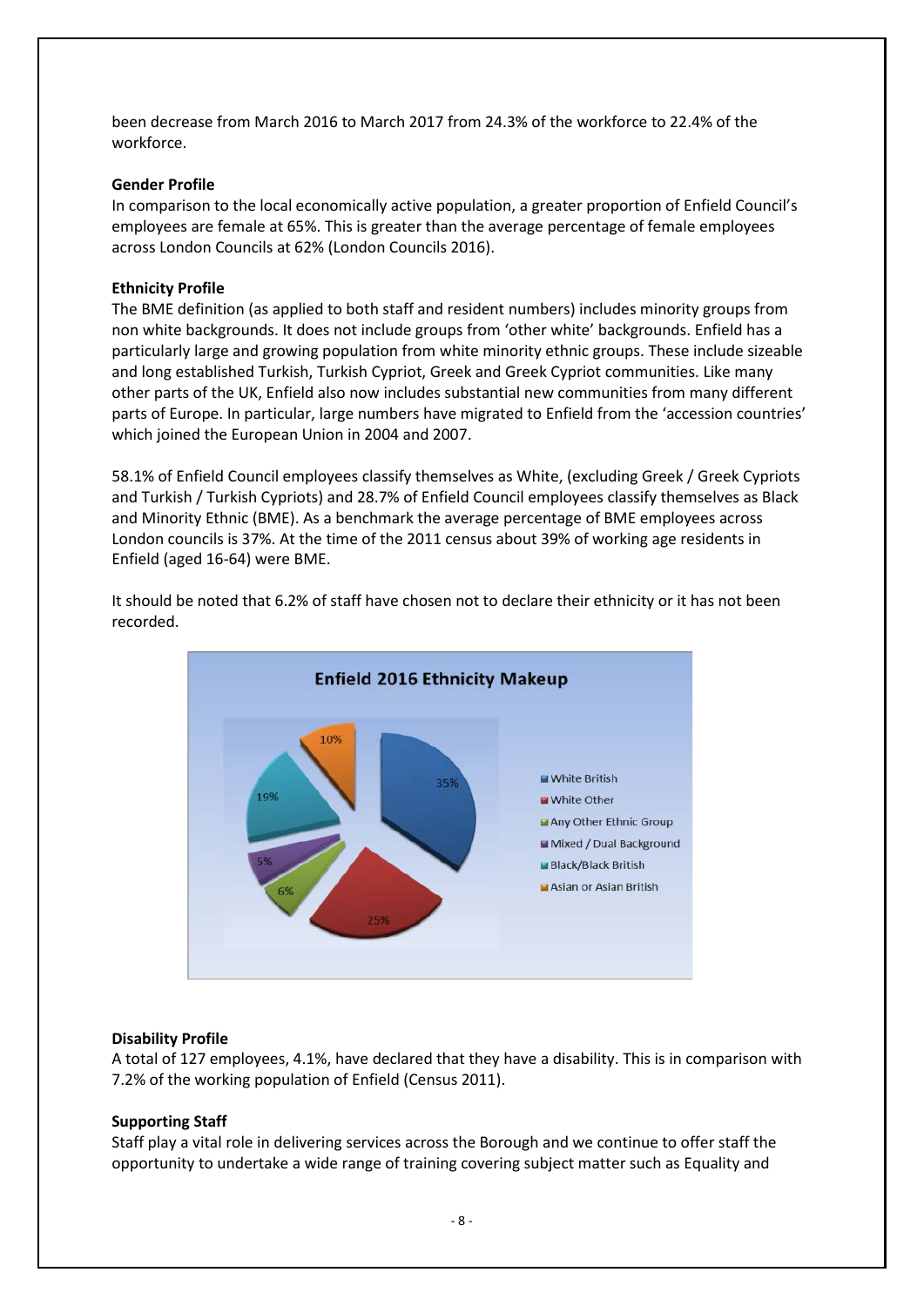been decrease from March 2016 to March 2017 from 24.3% of the workforce to 22.4% of the workforce.

**Gender Profile**

In comparison to the local economically active population, a greater proportion of Enfield Council's employees are female at 65%. This is greater than the average percentage of female employees across London Councils at 62% (London Councils 2016).

**Ethnicity Profile**

The BME definition (as applied to both staff and resident numbers) includes minority groups from non white backgrounds. It does not include groups from 'other white' backgrounds. Enfield has a particularly large and growing population from white minority ethnic groups. These include sizeable and long established Turkish, Turkish Cypriot, Greek and Greek Cypriot communities. Like many other parts of the UK, Enfield also now includes substantial new communities from many different parts of Europe. In particular, large numbers have migrated to Enfield from the 'accession countries' which joined the European Union in 2004 and 2007.

58.1% of Enfield Council employees classify themselves as White, (excluding Greek / Greek Cypriots and Turkish / Turkish Cypriots) and 28.7% of Enfield Council employees classify themselves as Black and Minority Ethnic (BME). As a benchmark the average percentage of BME employees across London councils is 37%. At the time of the 2011 census about 39% of working age residents in Enfield (aged 16-64) were BME.

It should be noted that 6.2% of staff have chosen not to declare their ethnicity or it has not been recorded.

**Enfield 2016 Ethnicity Makeup**

| Ethnicity | Percentage |
|---|---|
| White British | 35% |
| White Other | 25% |
| Any Other Ethnic Group | 6% |
| Mixed / Dual Background | 5% |
| Black/Black British | 19% |
| Asian or Asian British | 10% |

**Disability Profile**

A total of 127 employees, 4.1%, have declared that they have a disability. This is in comparison with 7.2% of the working population of Enfield (Census 2011).

**Supporting Staff**

Staff play a vital role in delivering services across the Borough and we continue to offer staff the opportunity to undertake a wide range of training covering subject matter such as Equality and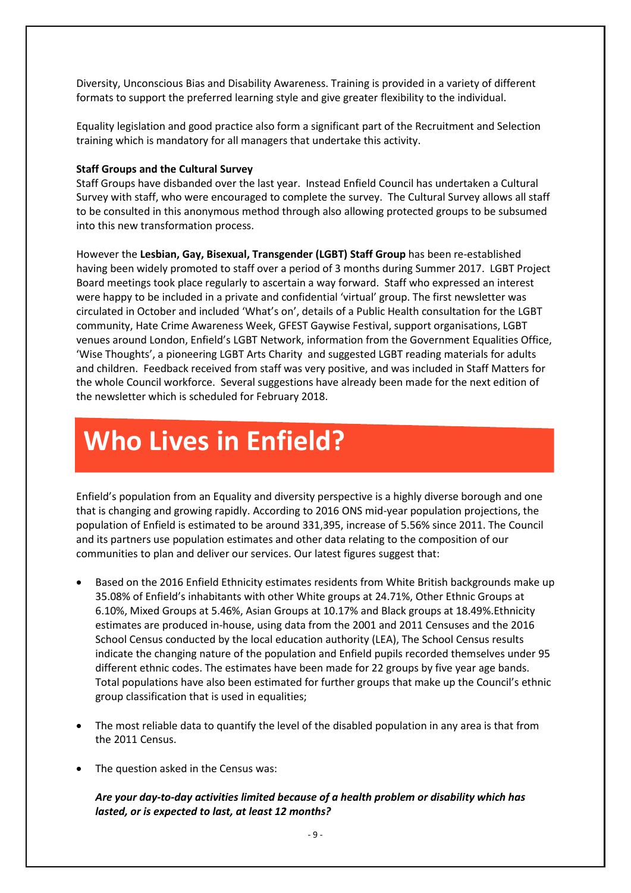Diversity, Unconscious Bias and Disability Awareness. Training is provided in a variety of different formats to support the preferred learning style and give greater flexibility to the individual.

Equality legislation and good practice also form a significant part of the Recruitment and Selection training which is mandatory for all managers that undertake this activity.

**Staff Groups and the Cultural Survey**

Staff Groups have disbanded over the last year. Instead Enfield Council has undertaken a Cultural Survey with staff, who were encouraged to complete the survey. The Cultural Survey allows all staff to be consulted in this anonymous method through also allowing protected groups to be subsumed into this new transformation process.

However the **Lesbian, Gay, Bisexual, Transgender (LGBT) Staff Group** has been re-established having been widely promoted to staff over a period of 3 months during Summer 2017. LGBT Project Board meetings took place regularly to ascertain a way forward. Staff who expressed an interest were happy to be included in a private and confidential 'virtual' group. The first newsletter was circulated in October and included 'What's on', details of a Public Health consultation for the LGBT community, Hate Crime Awareness Week, GFEST Gaywise Festival, support organisations, LGBT venues around London, Enfield's LGBT Network, information from the Government Equalities Office, 'Wise Thoughts', a pioneering LGBT Arts Charity and suggested LGBT reading materials for adults and children. Feedback received from staff was very positive, and was included in Staff Matters for the whole Council workforce. Several suggestions have already been made for the next edition of the newsletter which is scheduled for February 2018.

# Who Lives in Enfield?

Enfield's population from an Equality and diversity perspective is a highly diverse borough and one that is changing and growing rapidly. According to 2016 ONS mid-year population projections, the population of Enfield is estimated to be around 331,395, increase of 5.56% since 2011. The Council and its partners use population estimates and other data relating to the composition of our communities to plan and deliver our services. Our latest figures suggest that:

- Based on the 2016 Enfield Ethnicity estimates residents from White British backgrounds make up 35.08% of Enfield's inhabitants with other White groups at 24.71%, Other Ethnic Groups at 6.10%, Mixed Groups at 5.46%, Asian Groups at 10.17% and Black groups at 18.49%.Ethnicity estimates are produced in-house, using data from the 2001 and 2011 Censuses and the 2016 School Census conducted by the local education authority (LEA), The School Census results indicate the changing nature of the population and Enfield pupils recorded themselves under 95 different ethnic codes. The estimates have been made for 22 groups by five year age bands. Total populations have also been estimated for further groups that make up the Council's ethnic group classification that is used in equalities;

- The most reliable data to quantify the level of the disabled population in any area is that from the 2011 Census.

- The question asked in the Census was:

  ***Are your day-to-day activities limited because of a health problem or disability which has lasted, or is expected to last, at least 12 months?***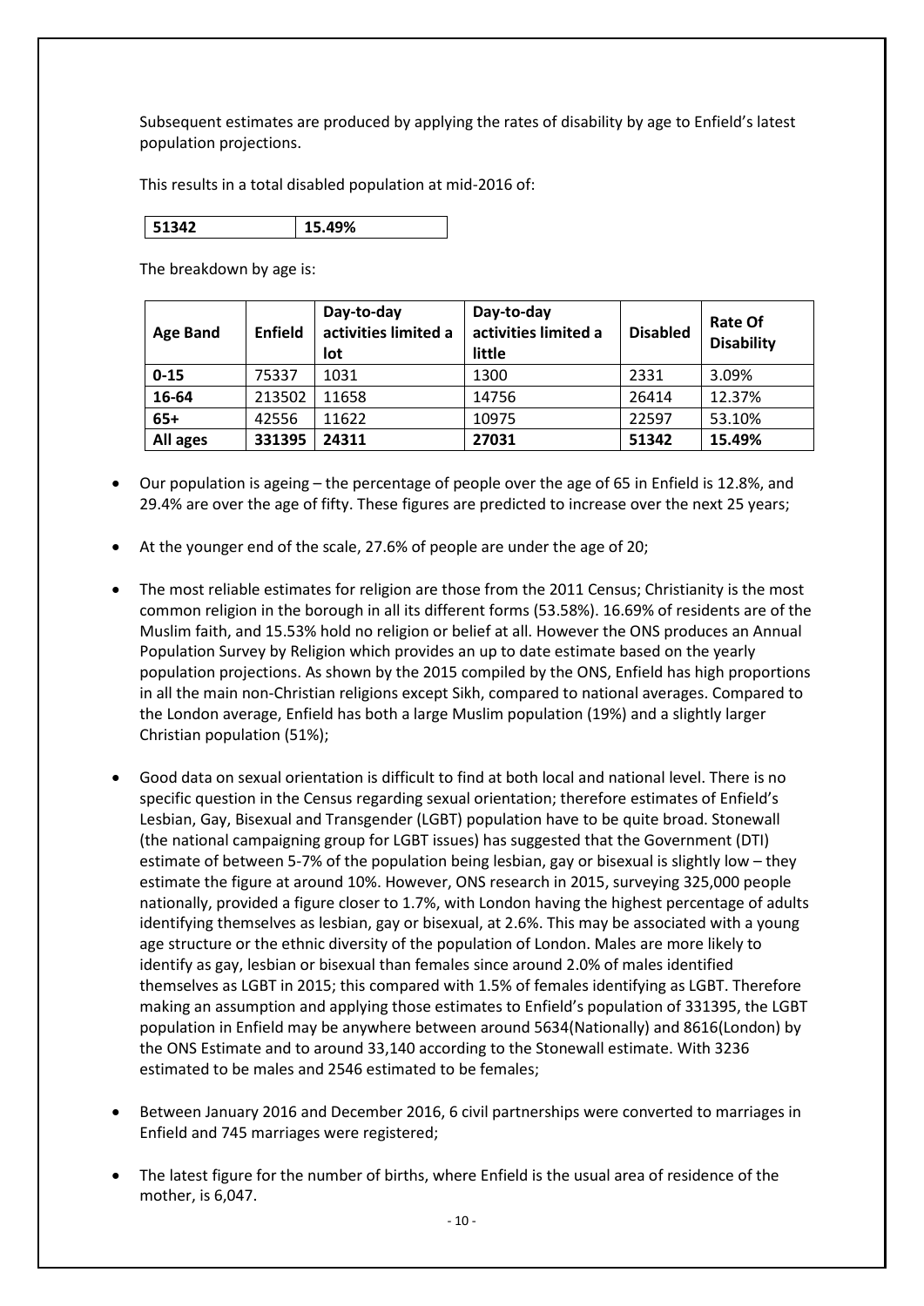Subsequent estimates are produced by applying the rates of disability by age to Enfield's latest population projections.

This results in a total disabled population at mid-2016 of:

| 51342 | 15.49% |
|---|---|

The breakdown by age is:

| Age Band | Enfield | Day-to-day activities limited a lot | Day-to-day activities limited a little | Disabled | Rate Of Disability |
|---|---|---|---|---|---|
| 0-15 | 75337 | 1031 | 1300 | 2331 | 3.09% |
| 16-64 | 213502 | 11658 | 14756 | 26414 | 12.37% |
| 65+ | 42556 | 11622 | 10975 | 22597 | 53.10% |
| **All ages** | **331395** | **24311** | **27031** | **51342** | **15.49%** |

- Our population is ageing – the percentage of people over the age of 65 in Enfield is 12.8%, and 29.4% are over the age of fifty. These figures are predicted to increase over the next 25 years;
- At the younger end of the scale, 27.6% of people are under the age of 20;
- The most reliable estimates for religion are those from the 2011 Census; Christianity is the most common religion in the borough in all its different forms (53.58%). 16.69% of residents are of the Muslim faith, and 15.53% hold no religion or belief at all. However the ONS produces an Annual Population Survey by Religion which provides an up to date estimate based on the yearly population projections. As shown by the 2015 compiled by the ONS, Enfield has high proportions in all the main non-Christian religions except Sikh, compared to national averages. Compared to the London average, Enfield has both a large Muslim population (19%) and a slightly larger Christian population (51%);
- Good data on sexual orientation is difficult to find at both local and national level. There is no specific question in the Census regarding sexual orientation; therefore estimates of Enfield's Lesbian, Gay, Bisexual and Transgender (LGBT) population have to be quite broad. Stonewall (the national campaigning group for LGBT issues) has suggested that the Government (DTI) estimate of between 5-7% of the population being lesbian, gay or bisexual is slightly low – they estimate the figure at around 10%. However, ONS research in 2015, surveying 325,000 people nationally, provided a figure closer to 1.7%, with London having the highest percentage of adults identifying themselves as lesbian, gay or bisexual, at 2.6%. This may be associated with a young age structure or the ethnic diversity of the population of London. Males are more likely to identify as gay, lesbian or bisexual than females since around 2.0% of males identified themselves as LGBT in 2015; this compared with 1.5% of females identifying as LGBT. Therefore making an assumption and applying those estimates to Enfield's population of 331395, the LGBT population in Enfield may be anywhere between around 5634(Nationally) and 8616(London) by the ONS Estimate and to around 33,140 according to the Stonewall estimate. With 3236 estimated to be males and 2546 estimated to be females;
- Between January 2016 and December 2016, 6 civil partnerships were converted to marriages in Enfield and 745 marriages were registered;
- The latest figure for the number of births, where Enfield is the usual area of residence of the mother, is 6,047.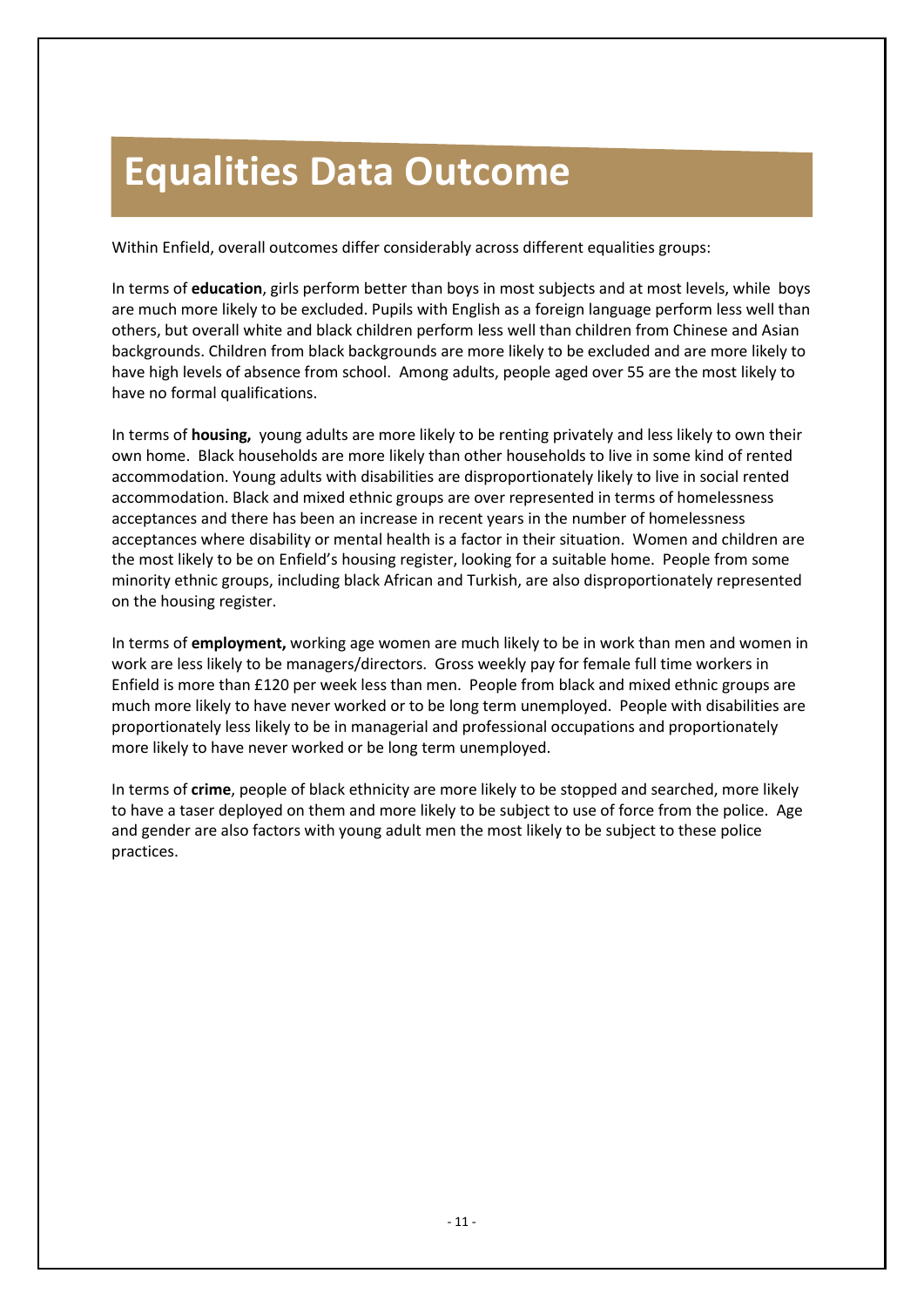# Equalities Data Outcome

Within Enfield, overall outcomes differ considerably across different equalities groups:

In terms of **education**, girls perform better than boys in most subjects and at most levels, while boys are much more likely to be excluded. Pupils with English as a foreign language perform less well than others, but overall white and black children perform less well than children from Chinese and Asian backgrounds. Children from black backgrounds are more likely to be excluded and are more likely to have high levels of absence from school. Among adults, people aged over 55 are the most likely to have no formal qualifications.

In terms of **housing,** young adults are more likely to be renting privately and less likely to own their own home. Black households are more likely than other households to live in some kind of rented accommodation. Young adults with disabilities are disproportionately likely to live in social rented accommodation. Black and mixed ethnic groups are over represented in terms of homelessness acceptances and there has been an increase in recent years in the number of homelessness acceptances where disability or mental health is a factor in their situation. Women and children are the most likely to be on Enfield's housing register, looking for a suitable home. People from some minority ethnic groups, including black African and Turkish, are also disproportionately represented on the housing register.

In terms of **employment,** working age women are much likely to be in work than men and women in work are less likely to be managers/directors. Gross weekly pay for female full time workers in Enfield is more than £120 per week less than men. People from black and mixed ethnic groups are much more likely to have never worked or to be long term unemployed. People with disabilities are proportionately less likely to be in managerial and professional occupations and proportionately more likely to have never worked or be long term unemployed.

In terms of **crime**, people of black ethnicity are more likely to be stopped and searched, more likely to have a taser deployed on them and more likely to be subject to use of force from the police. Age and gender are also factors with young adult men the most likely to be subject to these police practices.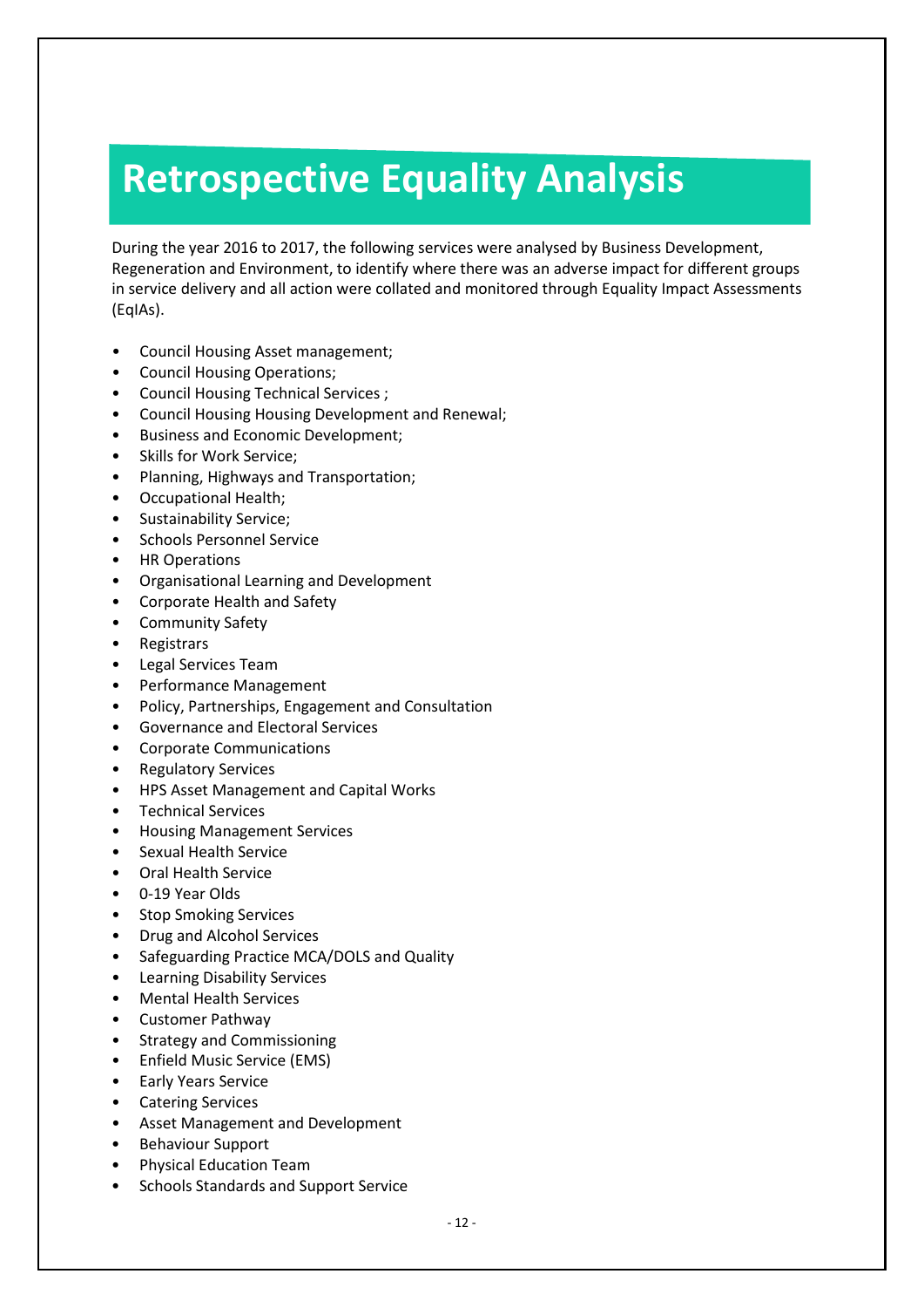# Retrospective Equality Analysis

During the year 2016 to 2017, the following services were analysed by Business Development, Regeneration and Environment, to identify where there was an adverse impact for different groups in service delivery and all action were collated and monitored through Equality Impact Assessments (EqIAs).

- Council Housing Asset management;
- Council Housing Operations;
- Council Housing Technical Services ;
- Council Housing Housing Development and Renewal;
- Business and Economic Development;
- Skills for Work Service;
- Planning, Highways and Transportation;
- Occupational Health;
- Sustainability Service;
- Schools Personnel Service
- HR Operations
- Organisational Learning and Development
- Corporate Health and Safety
- Community Safety
- Registrars
- Legal Services Team
- Performance Management
- Policy, Partnerships, Engagement and Consultation
- Governance and Electoral Services
- Corporate Communications
- Regulatory Services
- HPS Asset Management and Capital Works
- Technical Services
- Housing Management Services
- Sexual Health Service
- Oral Health Service
- 0-19 Year Olds
- Stop Smoking Services
- Drug and Alcohol Services
- Safeguarding Practice MCA/DOLS and Quality
- Learning Disability Services
- Mental Health Services
- Customer Pathway
- Strategy and Commissioning
- Enfield Music Service (EMS)
- Early Years Service
- Catering Services
- Asset Management and Development
- Behaviour Support
- Physical Education Team
- Schools Standards and Support Service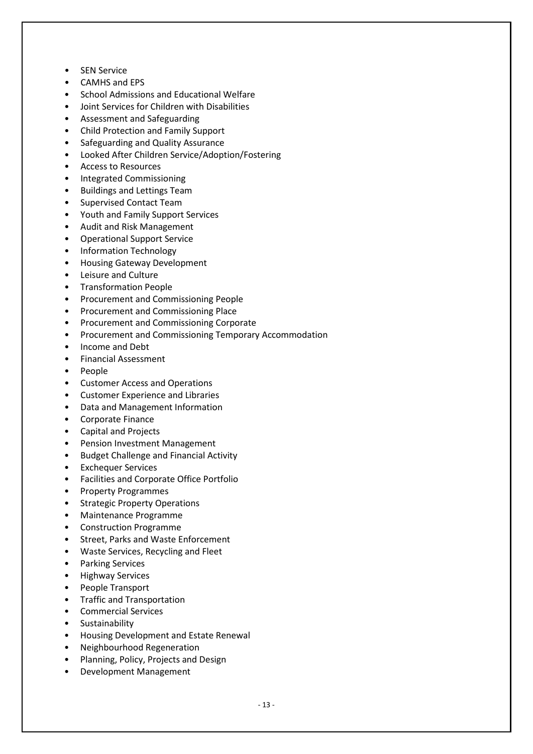- SEN Service
- CAMHS and EPS
- School Admissions and Educational Welfare
- Joint Services for Children with Disabilities
- Assessment and Safeguarding
- Child Protection and Family Support
- Safeguarding and Quality Assurance
- Looked After Children Service/Adoption/Fostering
- Access to Resources
- Integrated Commissioning
- Buildings and Lettings Team
- Supervised Contact Team
- Youth and Family Support Services
- Audit and Risk Management
- Operational Support Service
- Information Technology
- Housing Gateway Development
- Leisure and Culture
- Transformation People
- Procurement and Commissioning People
- Procurement and Commissioning Place
- Procurement and Commissioning Corporate
- Procurement and Commissioning Temporary Accommodation
- Income and Debt
- Financial Assessment
- People
- Customer Access and Operations
- Customer Experience and Libraries
- Data and Management Information
- Corporate Finance
- Capital and Projects
- Pension Investment Management
- Budget Challenge and Financial Activity
- Exchequer Services
- Facilities and Corporate Office Portfolio
- Property Programmes
- Strategic Property Operations
- Maintenance Programme
- Construction Programme
- Street, Parks and Waste Enforcement
- Waste Services, Recycling and Fleet
- Parking Services
- Highway Services
- People Transport
- Traffic and Transportation
- Commercial Services
- Sustainability
- Housing Development and Estate Renewal
- Neighbourhood Regeneration
- Planning, Policy, Projects and Design
- Development Management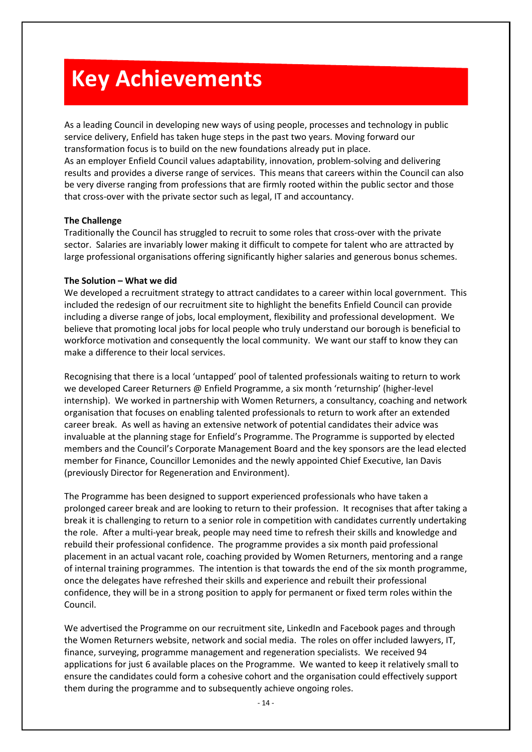# Key Achievements

As a leading Council in developing new ways of using people, processes and technology in public service delivery, Enfield has taken huge steps in the past two years. Moving forward our transformation focus is to build on the new foundations already put in place.
As an employer Enfield Council values adaptability, innovation, problem-solving and delivering results and provides a diverse range of services. This means that careers within the Council can also be very diverse ranging from professions that are firmly rooted within the public sector and those that cross-over with the private sector such as legal, IT and accountancy.

**The Challenge**
Traditionally the Council has struggled to recruit to some roles that cross-over with the private sector. Salaries are invariably lower making it difficult to compete for talent who are attracted by large professional organisations offering significantly higher salaries and generous bonus schemes.

**The Solution – What we did**
We developed a recruitment strategy to attract candidates to a career within local government. This included the redesign of our recruitment site to highlight the benefits Enfield Council can provide including a diverse range of jobs, local employment, flexibility and professional development. We believe that promoting local jobs for local people who truly understand our borough is beneficial to workforce motivation and consequently the local community. We want our staff to know they can make a difference to their local services.

Recognising that there is a local 'untapped' pool of talented professionals waiting to return to work we developed Career Returners @ Enfield Programme, a six month 'returnship' (higher-level internship). We worked in partnership with Women Returners, a consultancy, coaching and network organisation that focuses on enabling talented professionals to return to work after an extended career break. As well as having an extensive network of potential candidates their advice was invaluable at the planning stage for Enfield's Programme. The Programme is supported by elected members and the Council's Corporate Management Board and the key sponsors are the lead elected member for Finance, Councillor Lemonides and the newly appointed Chief Executive, Ian Davis (previously Director for Regeneration and Environment).

The Programme has been designed to support experienced professionals who have taken a prolonged career break and are looking to return to their profession. It recognises that after taking a break it is challenging to return to a senior role in competition with candidates currently undertaking the role. After a multi-year break, people may need time to refresh their skills and knowledge and rebuild their professional confidence. The programme provides a six month paid professional placement in an actual vacant role, coaching provided by Women Returners, mentoring and a range of internal training programmes. The intention is that towards the end of the six month programme, once the delegates have refreshed their skills and experience and rebuilt their professional confidence, they will be in a strong position to apply for permanent or fixed term roles within the Council.

We advertised the Programme on our recruitment site, LinkedIn and Facebook pages and through the Women Returners website, network and social media. The roles on offer included lawyers, IT, finance, surveying, programme management and regeneration specialists. We received 94 applications for just 6 available places on the Programme. We wanted to keep it relatively small to ensure the candidates could form a cohesive cohort and the organisation could effectively support them during the programme and to subsequently achieve ongoing roles.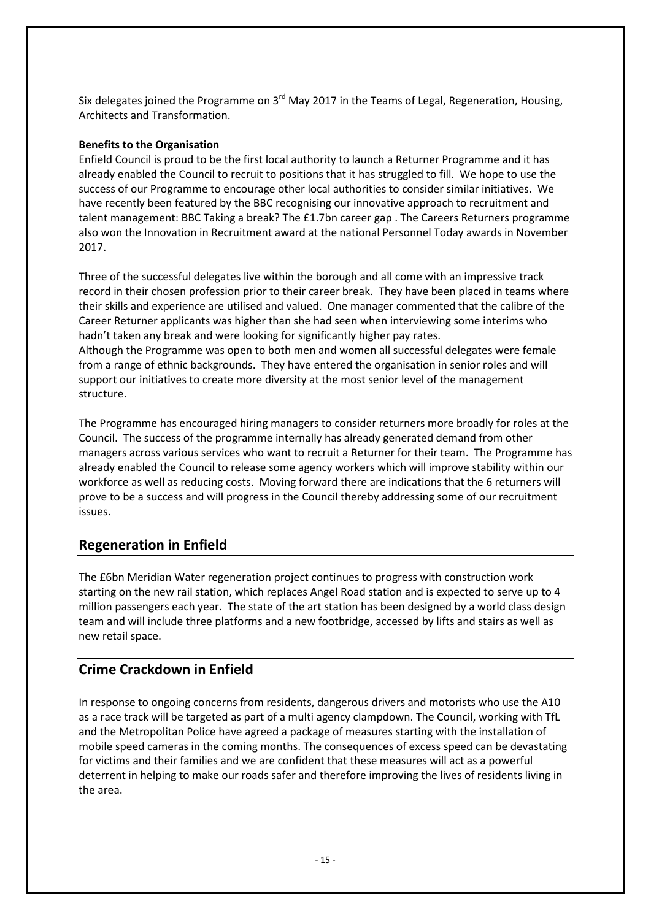Six delegates joined the Programme on 3rd May 2017 in the Teams of Legal, Regeneration, Housing, Architects and Transformation.

**Benefits to the Organisation**

Enfield Council is proud to be the first local authority to launch a Returner Programme and it has already enabled the Council to recruit to positions that it has struggled to fill. We hope to use the success of our Programme to encourage other local authorities to consider similar initiatives. We have recently been featured by the BBC recognising our innovative approach to recruitment and talent management: BBC Taking a break? The £1.7bn career gap . The Careers Returners programme also won the Innovation in Recruitment award at the national Personnel Today awards in November 2017.

Three of the successful delegates live within the borough and all come with an impressive track record in their chosen profession prior to their career break. They have been placed in teams where their skills and experience are utilised and valued. One manager commented that the calibre of the Career Returner applicants was higher than she had seen when interviewing some interims who hadn't taken any break and were looking for significantly higher pay rates.
Although the Programme was open to both men and women all successful delegates were female from a range of ethnic backgrounds. They have entered the organisation in senior roles and will support our initiatives to create more diversity at the most senior level of the management structure.

The Programme has encouraged hiring managers to consider returners more broadly for roles at the Council. The success of the programme internally has already generated demand from other managers across various services who want to recruit a Returner for their team. The Programme has already enabled the Council to release some agency workers which will improve stability within our workforce as well as reducing costs. Moving forward there are indications that the 6 returners will prove to be a success and will progress in the Council thereby addressing some of our recruitment issues.

## Regeneration in Enfield

The £6bn Meridian Water regeneration project continues to progress with construction work starting on the new rail station, which replaces Angel Road station and is expected to serve up to 4 million passengers each year. The state of the art station has been designed by a world class design team and will include three platforms and a new footbridge, accessed by lifts and stairs as well as new retail space.

## Crime Crackdown in Enfield

In response to ongoing concerns from residents, dangerous drivers and motorists who use the A10 as a race track will be targeted as part of a multi agency clampdown. The Council, working with TfL and the Metropolitan Police have agreed a package of measures starting with the installation of mobile speed cameras in the coming months. The consequences of excess speed can be devastating for victims and their families and we are confident that these measures will act as a powerful deterrent in helping to make our roads safer and therefore improving the lives of residents living in the area.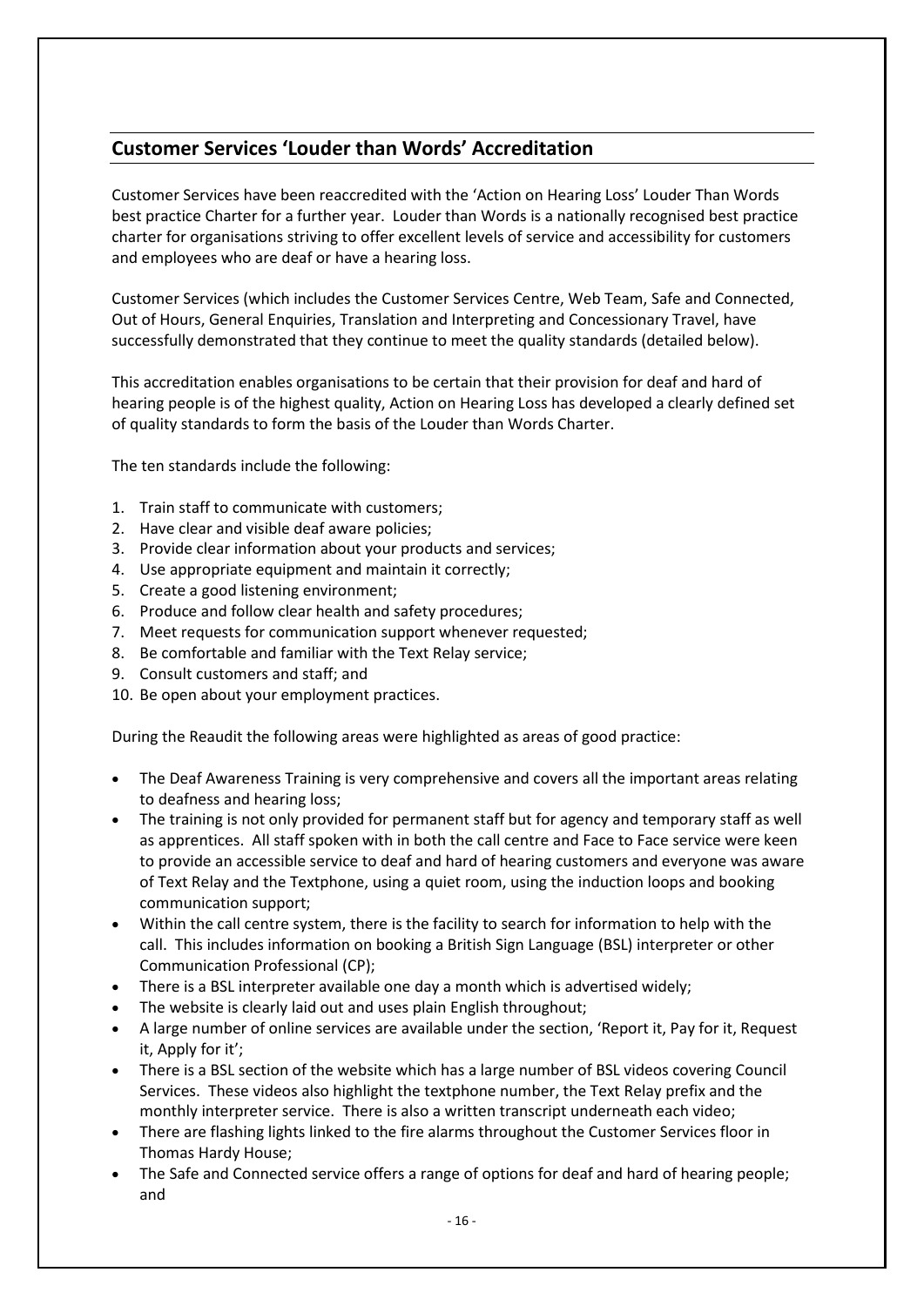## Customer Services 'Louder than Words' Accreditation

Customer Services have been reaccredited with the 'Action on Hearing Loss' Louder Than Words best practice Charter for a further year. Louder than Words is a nationally recognised best practice charter for organisations striving to offer excellent levels of service and accessibility for customers and employees who are deaf or have a hearing loss.

Customer Services (which includes the Customer Services Centre, Web Team, Safe and Connected, Out of Hours, General Enquiries, Translation and Interpreting and Concessionary Travel, have successfully demonstrated that they continue to meet the quality standards (detailed below).

This accreditation enables organisations to be certain that their provision for deaf and hard of hearing people is of the highest quality, Action on Hearing Loss has developed a clearly defined set of quality standards to form the basis of the Louder than Words Charter.

The ten standards include the following:

1. Train staff to communicate with customers;
2. Have clear and visible deaf aware policies;
3. Provide clear information about your products and services;
4. Use appropriate equipment and maintain it correctly;
5. Create a good listening environment;
6. Produce and follow clear health and safety procedures;
7. Meet requests for communication support whenever requested;
8. Be comfortable and familiar with the Text Relay service;
9. Consult customers and staff; and
10. Be open about your employment practices.

During the Reaudit the following areas were highlighted as areas of good practice:

- The Deaf Awareness Training is very comprehensive and covers all the important areas relating to deafness and hearing loss;
- The training is not only provided for permanent staff but for agency and temporary staff as well as apprentices. All staff spoken with in both the call centre and Face to Face service were keen to provide an accessible service to deaf and hard of hearing customers and everyone was aware of Text Relay and the Textphone, using a quiet room, using the induction loops and booking communication support;
- Within the call centre system, there is the facility to search for information to help with the call. This includes information on booking a British Sign Language (BSL) interpreter or other Communication Professional (CP);
- There is a BSL interpreter available one day a month which is advertised widely;
- The website is clearly laid out and uses plain English throughout;
- A large number of online services are available under the section, 'Report it, Pay for it, Request it, Apply for it';
- There is a BSL section of the website which has a large number of BSL videos covering Council Services. These videos also highlight the textphone number, the Text Relay prefix and the monthly interpreter service. There is also a written transcript underneath each video;
- There are flashing lights linked to the fire alarms throughout the Customer Services floor in Thomas Hardy House;
- The Safe and Connected service offers a range of options for deaf and hard of hearing people; and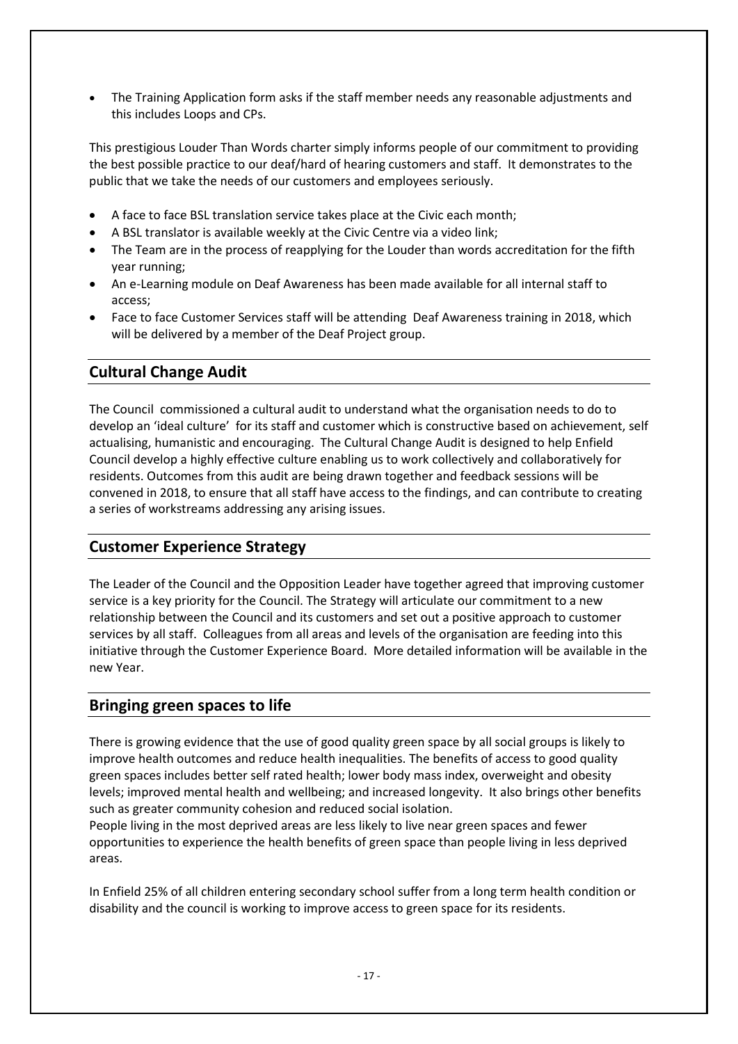- The Training Application form asks if the staff member needs any reasonable adjustments and this includes Loops and CPs.

This prestigious Louder Than Words charter simply informs people of our commitment to providing the best possible practice to our deaf/hard of hearing customers and staff. It demonstrates to the public that we take the needs of our customers and employees seriously.

- A face to face BSL translation service takes place at the Civic each month;
- A BSL translator is available weekly at the Civic Centre via a video link;
- The Team are in the process of reapplying for the Louder than words accreditation for the fifth year running;
- An e-Learning module on Deaf Awareness has been made available for all internal staff to access;
- Face to face Customer Services staff will be attending Deaf Awareness training in 2018, which will be delivered by a member of the Deaf Project group.

## Cultural Change Audit

The Council commissioned a cultural audit to understand what the organisation needs to do to develop an 'ideal culture' for its staff and customer which is constructive based on achievement, self actualising, humanistic and encouraging. The Cultural Change Audit is designed to help Enfield Council develop a highly effective culture enabling us to work collectively and collaboratively for residents. Outcomes from this audit are being drawn together and feedback sessions will be convened in 2018, to ensure that all staff have access to the findings, and can contribute to creating a series of workstreams addressing any arising issues.

## Customer Experience Strategy

The Leader of the Council and the Opposition Leader have together agreed that improving customer service is a key priority for the Council. The Strategy will articulate our commitment to a new relationship between the Council and its customers and set out a positive approach to customer services by all staff. Colleagues from all areas and levels of the organisation are feeding into this initiative through the Customer Experience Board. More detailed information will be available in the new Year.

## Bringing green spaces to life

There is growing evidence that the use of good quality green space by all social groups is likely to improve health outcomes and reduce health inequalities. The benefits of access to good quality green spaces includes better self rated health; lower body mass index, overweight and obesity levels; improved mental health and wellbeing; and increased longevity. It also brings other benefits such as greater community cohesion and reduced social isolation.
People living in the most deprived areas are less likely to live near green spaces and fewer opportunities to experience the health benefits of green space than people living in less deprived areas.

In Enfield 25% of all children entering secondary school suffer from a long term health condition or disability and the council is working to improve access to green space for its residents.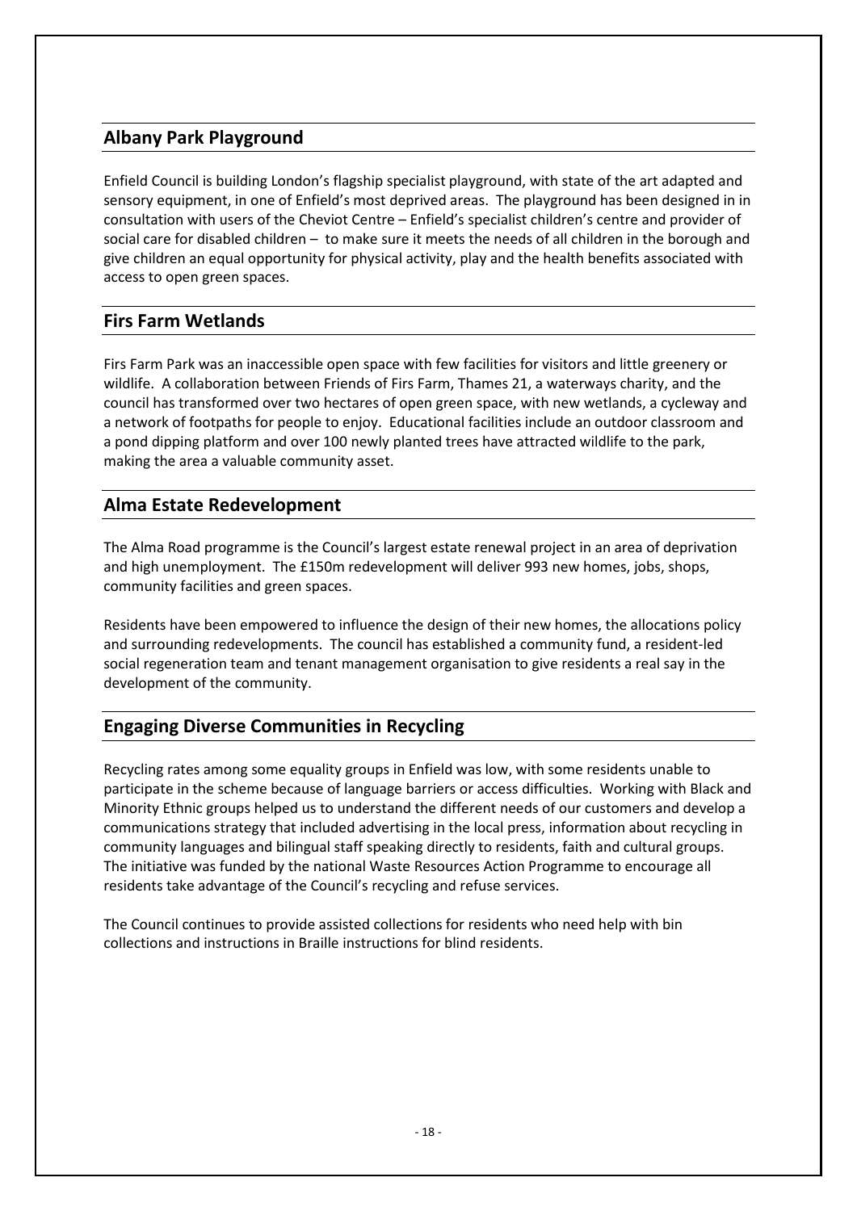## Albany Park Playground

Enfield Council is building London's flagship specialist playground, with state of the art adapted and sensory equipment, in one of Enfield's most deprived areas. The playground has been designed in in consultation with users of the Cheviot Centre – Enfield's specialist children's centre and provider of social care for disabled children – to make sure it meets the needs of all children in the borough and give children an equal opportunity for physical activity, play and the health benefits associated with access to open green spaces.

## Firs Farm Wetlands

Firs Farm Park was an inaccessible open space with few facilities for visitors and little greenery or wildlife. A collaboration between Friends of Firs Farm, Thames 21, a waterways charity, and the council has transformed over two hectares of open green space, with new wetlands, a cycleway and a network of footpaths for people to enjoy. Educational facilities include an outdoor classroom and a pond dipping platform and over 100 newly planted trees have attracted wildlife to the park, making the area a valuable community asset.

## Alma Estate Redevelopment

The Alma Road programme is the Council's largest estate renewal project in an area of deprivation and high unemployment. The £150m redevelopment will deliver 993 new homes, jobs, shops, community facilities and green spaces.

Residents have been empowered to influence the design of their new homes, the allocations policy and surrounding redevelopments. The council has established a community fund, a resident-led social regeneration team and tenant management organisation to give residents a real say in the development of the community.

## Engaging Diverse Communities in Recycling

Recycling rates among some equality groups in Enfield was low, with some residents unable to participate in the scheme because of language barriers or access difficulties. Working with Black and Minority Ethnic groups helped us to understand the different needs of our customers and develop a communications strategy that included advertising in the local press, information about recycling in community languages and bilingual staff speaking directly to residents, faith and cultural groups. The initiative was funded by the national Waste Resources Action Programme to encourage all residents take advantage of the Council's recycling and refuse services.

The Council continues to provide assisted collections for residents who need help with bin collections and instructions in Braille instructions for blind residents.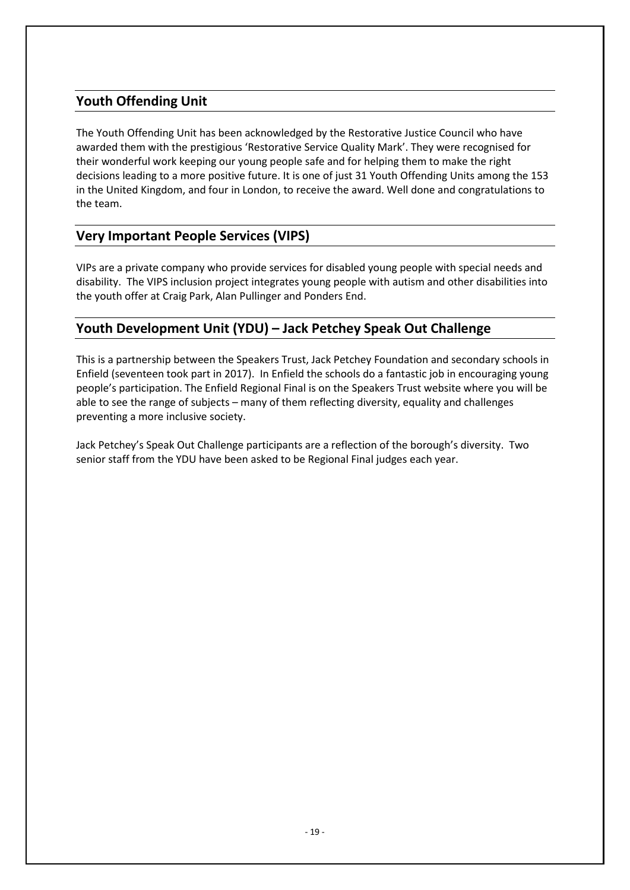## Youth Offending Unit

The Youth Offending Unit has been acknowledged by the Restorative Justice Council who have awarded them with the prestigious 'Restorative Service Quality Mark'. They were recognised for their wonderful work keeping our young people safe and for helping them to make the right decisions leading to a more positive future. It is one of just 31 Youth Offending Units among the 153 in the United Kingdom, and four in London, to receive the award. Well done and congratulations to the team.

## Very Important People Services (VIPS)

VIPs are a private company who provide services for disabled young people with special needs and disability. The VIPS inclusion project integrates young people with autism and other disabilities into the youth offer at Craig Park, Alan Pullinger and Ponders End.

## Youth Development Unit (YDU) – Jack Petchey Speak Out Challenge

This is a partnership between the Speakers Trust, Jack Petchey Foundation and secondary schools in Enfield (seventeen took part in 2017). In Enfield the schools do a fantastic job in encouraging young people's participation. The Enfield Regional Final is on the Speakers Trust website where you will be able to see the range of subjects – many of them reflecting diversity, equality and challenges preventing a more inclusive society.

Jack Petchey's Speak Out Challenge participants are a reflection of the borough's diversity. Two senior staff from the YDU have been asked to be Regional Final judges each year.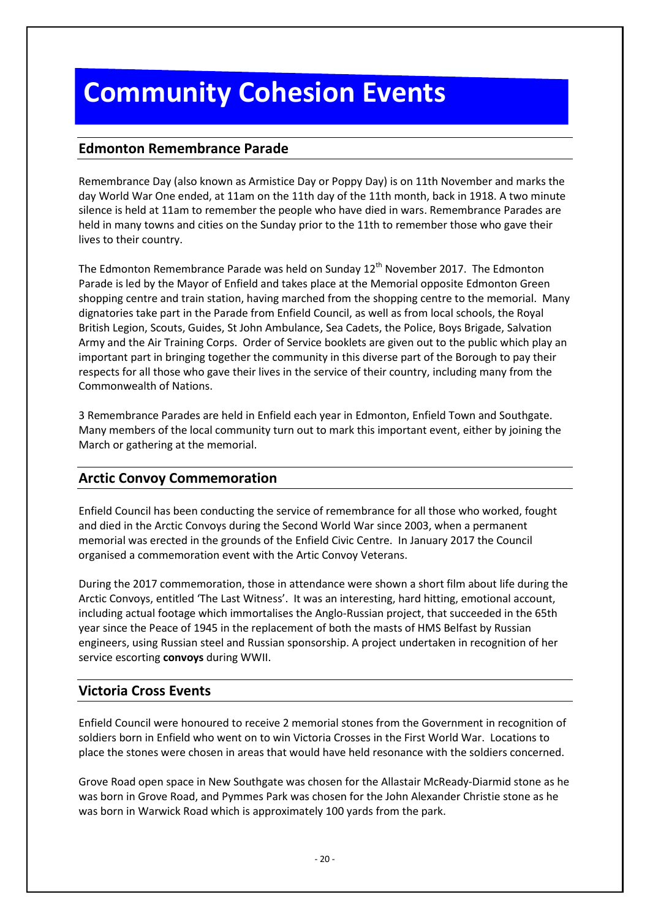# Community Cohesion Events

## Edmonton Remembrance Parade

Remembrance Day (also known as Armistice Day or Poppy Day) is on 11th November and marks the day World War One ended, at 11am on the 11th day of the 11th month, back in 1918. A two minute silence is held at 11am to remember the people who have died in wars. Remembrance Parades are held in many towns and cities on the Sunday prior to the 11th to remember those who gave their lives to their country.

The Edmonton Remembrance Parade was held on Sunday 12th November 2017. The Edmonton Parade is led by the Mayor of Enfield and takes place at the Memorial opposite Edmonton Green shopping centre and train station, having marched from the shopping centre to the memorial. Many dignatories take part in the Parade from Enfield Council, as well as from local schools, the Royal British Legion, Scouts, Guides, St John Ambulance, Sea Cadets, the Police, Boys Brigade, Salvation Army and the Air Training Corps. Order of Service booklets are given out to the public which play an important part in bringing together the community in this diverse part of the Borough to pay their respects for all those who gave their lives in the service of their country, including many from the Commonwealth of Nations.

3 Remembrance Parades are held in Enfield each year in Edmonton, Enfield Town and Southgate. Many members of the local community turn out to mark this important event, either by joining the March or gathering at the memorial.

## Arctic Convoy Commemoration

Enfield Council has been conducting the service of remembrance for all those who worked, fought and died in the Arctic Convoys during the Second World War since 2003, when a permanent memorial was erected in the grounds of the Enfield Civic Centre. In January 2017 the Council organised a commemoration event with the Artic Convoy Veterans.

During the 2017 commemoration, those in attendance were shown a short film about life during the Arctic Convoys, entitled 'The Last Witness'. It was an interesting, hard hitting, emotional account, including actual footage which immortalises the Anglo-Russian project, that succeeded in the 65th year since the Peace of 1945 in the replacement of both the masts of HMS Belfast by Russian engineers, using Russian steel and Russian sponsorship. A project undertaken in recognition of her service escorting **convoys** during WWII.

## Victoria Cross Events

Enfield Council were honoured to receive 2 memorial stones from the Government in recognition of soldiers born in Enfield who went on to win Victoria Crosses in the First World War. Locations to place the stones were chosen in areas that would have held resonance with the soldiers concerned.

Grove Road open space in New Southgate was chosen for the Allastair McReady-Diarmid stone as he was born in Grove Road, and Pymmes Park was chosen for the John Alexander Christie stone as he was born in Warwick Road which is approximately 100 yards from the park.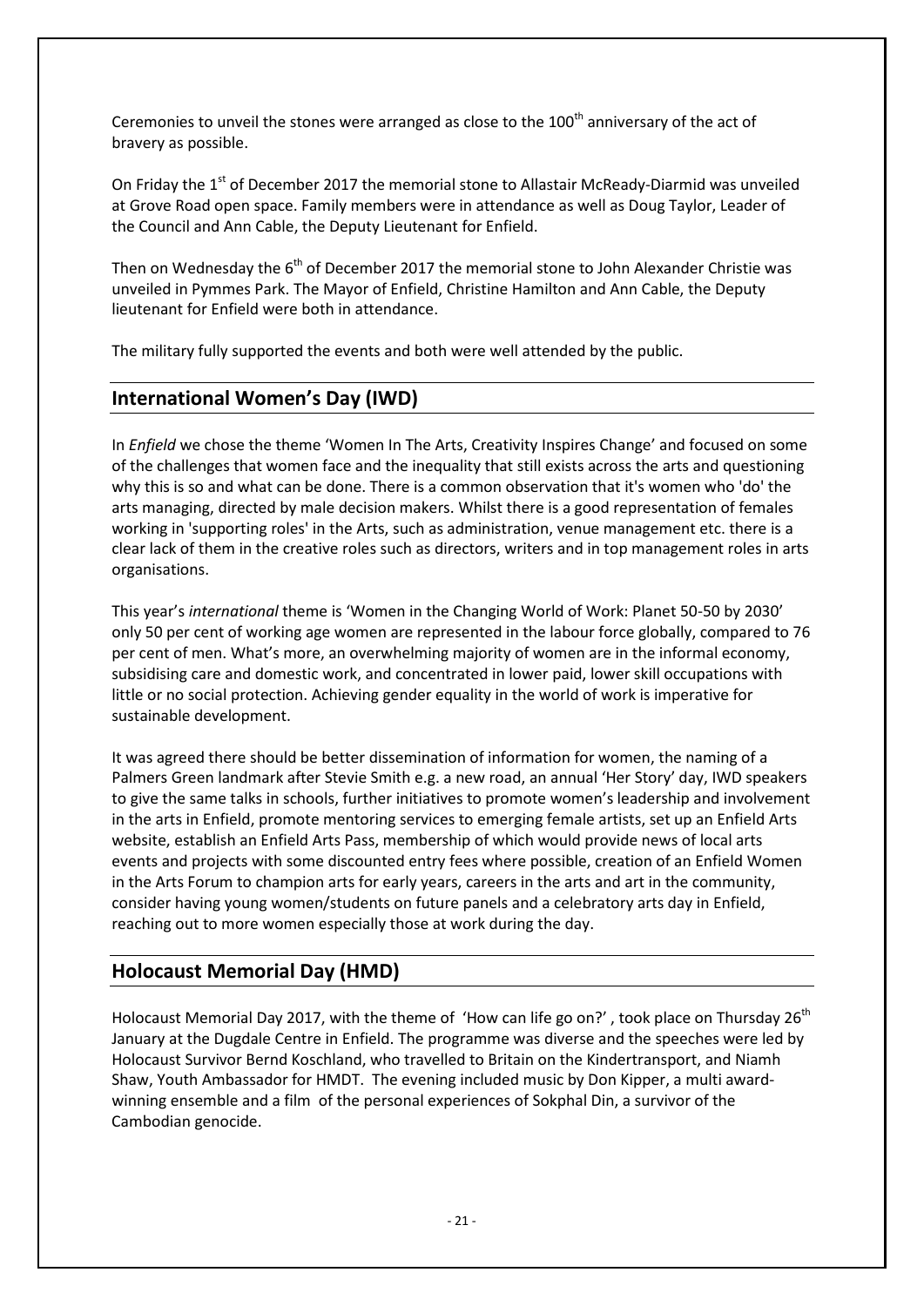Ceremonies to unveil the stones were arranged as close to the 100th anniversary of the act of bravery as possible.

On Friday the 1st of December 2017 the memorial stone to Allastair McReady-Diarmid was unveiled at Grove Road open space. Family members were in attendance as well as Doug Taylor, Leader of the Council and Ann Cable, the Deputy Lieutenant for Enfield.

Then on Wednesday the 6th of December 2017 the memorial stone to John Alexander Christie was unveiled in Pymmes Park. The Mayor of Enfield, Christine Hamilton and Ann Cable, the Deputy lieutenant for Enfield were both in attendance.

The military fully supported the events and both were well attended by the public.

## International Women's Day (IWD)

In *Enfield* we chose the theme 'Women In The Arts, Creativity Inspires Change' and focused on some of the challenges that women face and the inequality that still exists across the arts and questioning why this is so and what can be done. There is a common observation that it's women who 'do' the arts managing, directed by male decision makers. Whilst there is a good representation of females working in 'supporting roles' in the Arts, such as administration, venue management etc. there is a clear lack of them in the creative roles such as directors, writers and in top management roles in arts organisations.

This year's *international* theme is 'Women in the Changing World of Work: Planet 50-50 by 2030' only 50 per cent of working age women are represented in the labour force globally, compared to 76 per cent of men. What's more, an overwhelming majority of women are in the informal economy, subsidising care and domestic work, and concentrated in lower paid, lower skill occupations with little or no social protection. Achieving gender equality in the world of work is imperative for sustainable development.

It was agreed there should be better dissemination of information for women, the naming of a Palmers Green landmark after Stevie Smith e.g. a new road, an annual 'Her Story' day, IWD speakers to give the same talks in schools, further initiatives to promote women's leadership and involvement in the arts in Enfield, promote mentoring services to emerging female artists, set up an Enfield Arts website, establish an Enfield Arts Pass, membership of which would provide news of local arts events and projects with some discounted entry fees where possible, creation of an Enfield Women in the Arts Forum to champion arts for early years, careers in the arts and art in the community, consider having young women/students on future panels and a celebratory arts day in Enfield, reaching out to more women especially those at work during the day.

## Holocaust Memorial Day (HMD)

Holocaust Memorial Day 2017, with the theme of 'How can life go on?', took place on Thursday 26th January at the Dugdale Centre in Enfield. The programme was diverse and the speeches were led by Holocaust Survivor Bernd Koschland, who travelled to Britain on the Kindertransport, and Niamh Shaw, Youth Ambassador for HMDT. The evening included music by Don Kipper, a multi award-winning ensemble and a film of the personal experiences of Sokphal Din, a survivor of the Cambodian genocide.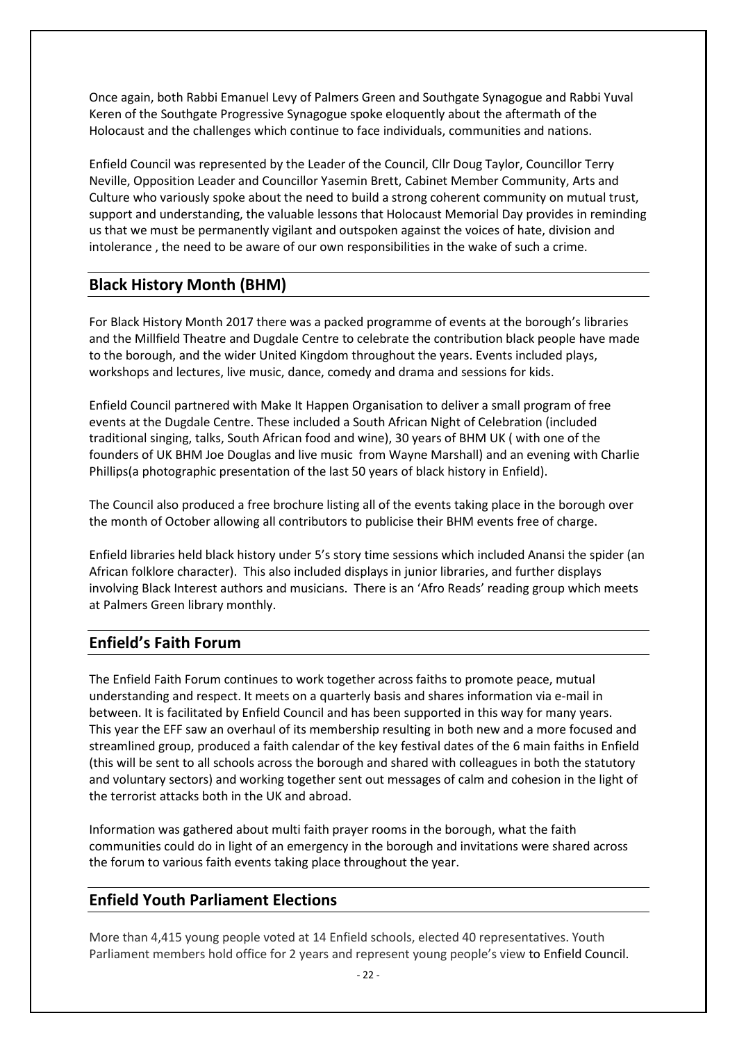Once again, both Rabbi Emanuel Levy of Palmers Green and Southgate Synagogue and Rabbi Yuval Keren of the Southgate Progressive Synagogue spoke eloquently about the aftermath of the Holocaust and the challenges which continue to face individuals, communities and nations.

Enfield Council was represented by the Leader of the Council, Cllr Doug Taylor, Councillor Terry Neville, Opposition Leader and Councillor Yasemin Brett, Cabinet Member Community, Arts and Culture who variously spoke about the need to build a strong coherent community on mutual trust, support and understanding, the valuable lessons that Holocaust Memorial Day provides in reminding us that we must be permanently vigilant and outspoken against the voices of hate, division and intolerance , the need to be aware of our own responsibilities in the wake of such a crime.

## Black History Month (BHM)

For Black History Month 2017 there was a packed programme of events at the borough's libraries and the Millfield Theatre and Dugdale Centre to celebrate the contribution black people have made to the borough, and the wider United Kingdom throughout the years. Events included plays, workshops and lectures, live music, dance, comedy and drama and sessions for kids.

Enfield Council partnered with Make It Happen Organisation to deliver a small program of free events at the Dugdale Centre. These included a South African Night of Celebration (included traditional singing, talks, South African food and wine), 30 years of BHM UK ( with one of the founders of UK BHM Joe Douglas and live music from Wayne Marshall) and an evening with Charlie Phillips(a photographic presentation of the last 50 years of black history in Enfield).

The Council also produced a free brochure listing all of the events taking place in the borough over the month of October allowing all contributors to publicise their BHM events free of charge.

Enfield libraries held black history under 5's story time sessions which included Anansi the spider (an African folklore character). This also included displays in junior libraries, and further displays involving Black Interest authors and musicians. There is an 'Afro Reads' reading group which meets at Palmers Green library monthly.

## Enfield's Faith Forum

The Enfield Faith Forum continues to work together across faiths to promote peace, mutual understanding and respect. It meets on a quarterly basis and shares information via e-mail in between. It is facilitated by Enfield Council and has been supported in this way for many years. This year the EFF saw an overhaul of its membership resulting in both new and a more focused and streamlined group, produced a faith calendar of the key festival dates of the 6 main faiths in Enfield (this will be sent to all schools across the borough and shared with colleagues in both the statutory and voluntary sectors) and working together sent out messages of calm and cohesion in the light of the terrorist attacks both in the UK and abroad.

Information was gathered about multi faith prayer rooms in the borough, what the faith communities could do in light of an emergency in the borough and invitations were shared across the forum to various faith events taking place throughout the year.

## Enfield Youth Parliament Elections

More than 4,415 young people voted at 14 Enfield schools, elected 40 representatives. Youth Parliament members hold office for 2 years and represent young people's view to Enfield Council.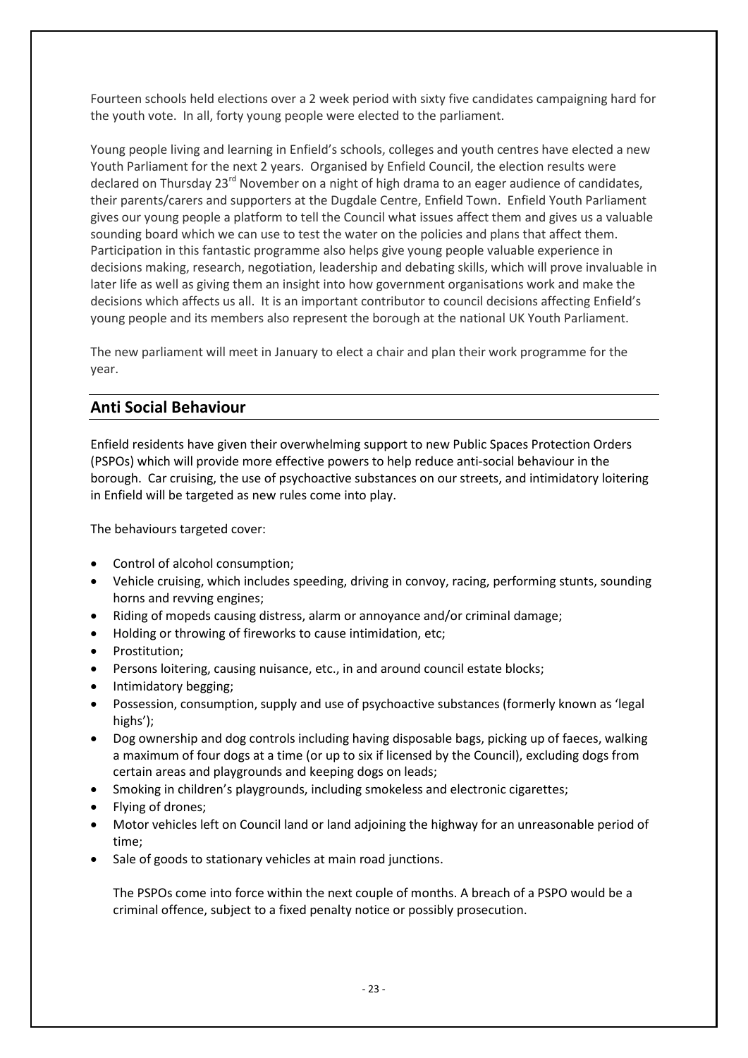Fourteen schools held elections over a 2 week period with sixty five candidates campaigning hard for the youth vote. In all, forty young people were elected to the parliament.

Young people living and learning in Enfield's schools, colleges and youth centres have elected a new Youth Parliament for the next 2 years. Organised by Enfield Council, the election results were declared on Thursday 23rd November on a night of high drama to an eager audience of candidates, their parents/carers and supporters at the Dugdale Centre, Enfield Town. Enfield Youth Parliament gives our young people a platform to tell the Council what issues affect them and gives us a valuable sounding board which we can use to test the water on the policies and plans that affect them. Participation in this fantastic programme also helps give young people valuable experience in decisions making, research, negotiation, leadership and debating skills, which will prove invaluable in later life as well as giving them an insight into how government organisations work and make the decisions which affects us all. It is an important contributor to council decisions affecting Enfield's young people and its members also represent the borough at the national UK Youth Parliament.

The new parliament will meet in January to elect a chair and plan their work programme for the year.

## Anti Social Behaviour

Enfield residents have given their overwhelming support to new Public Spaces Protection Orders (PSPOs) which will provide more effective powers to help reduce anti-social behaviour in the borough. Car cruising, the use of psychoactive substances on our streets, and intimidatory loitering in Enfield will be targeted as new rules come into play.

The behaviours targeted cover:

- Control of alcohol consumption;
- Vehicle cruising, which includes speeding, driving in convoy, racing, performing stunts, sounding horns and revving engines;
- Riding of mopeds causing distress, alarm or annoyance and/or criminal damage;
- Holding or throwing of fireworks to cause intimidation, etc;
- Prostitution;
- Persons loitering, causing nuisance, etc., in and around council estate blocks;
- Intimidatory begging;
- Possession, consumption, supply and use of psychoactive substances (formerly known as 'legal highs');
- Dog ownership and dog controls including having disposable bags, picking up of faeces, walking a maximum of four dogs at a time (or up to six if licensed by the Council), excluding dogs from certain areas and playgrounds and keeping dogs on leads;
- Smoking in children's playgrounds, including smokeless and electronic cigarettes;
- Flying of drones;
- Motor vehicles left on Council land or land adjoining the highway for an unreasonable period of time;
- Sale of goods to stationary vehicles at main road junctions.

The PSPOs come into force within the next couple of months. A breach of a PSPO would be a criminal offence, subject to a fixed penalty notice or possibly prosecution.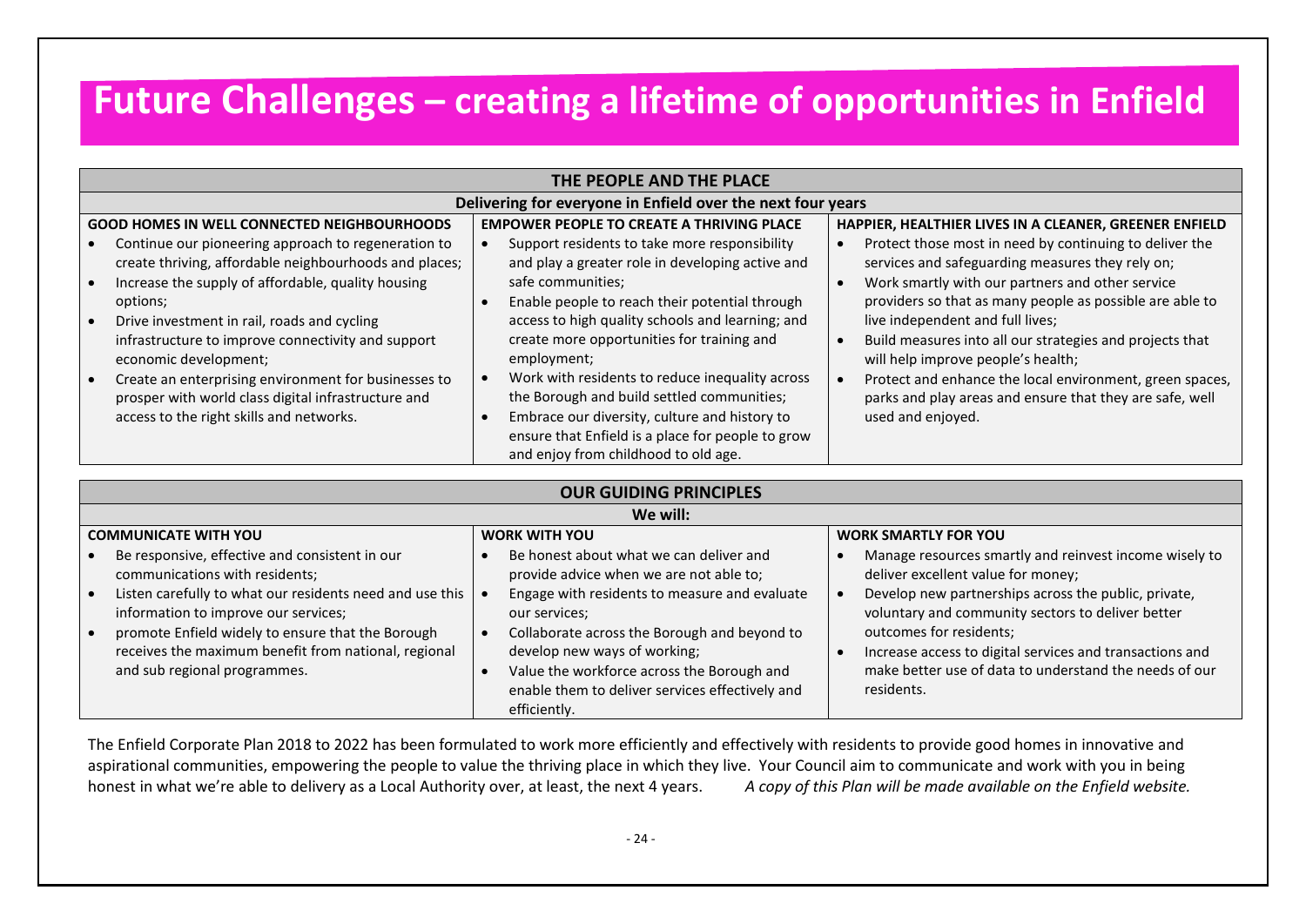# Future Challenges – creating a lifetime of opportunities in Enfield

| THE PEOPLE AND THE PLACE | | |
|---|---|---|
| **Delivering for everyone in Enfield over the next four years** | | |
| **GOOD HOMES IN WELL CONNECTED NEIGHBOURHOODS** | **EMPOWER PEOPLE TO CREATE A THRIVING PLACE** | **HAPPIER, HEALTHIER LIVES IN A CLEANER, GREENER ENFIELD** |
| • Continue our pioneering approach to regeneration to create thriving, affordable neighbourhoods and places;<br>• Increase the supply of affordable, quality housing options;<br>• Drive investment in rail, roads and cycling infrastructure to improve connectivity and support economic development;<br>• Create an enterprising environment for businesses to prosper with world class digital infrastructure and access to the right skills and networks. | • Support residents to take more responsibility and play a greater role in developing active and safe communities;<br>• Enable people to reach their potential through access to high quality schools and learning; and create more opportunities for training and employment;<br>• Work with residents to reduce inequality across the Borough and build settled communities;<br>• Embrace our diversity, culture and history to ensure that Enfield is a place for people to grow and enjoy from childhood to old age. | • Protect those most in need by continuing to deliver the services and safeguarding measures they rely on;<br>• Work smartly with our partners and other service providers so that as many people as possible are able to live independent and full lives;<br>• Build measures into all our strategies and projects that will help improve people's health;<br>• Protect and enhance the local environment, green spaces, parks and play areas and ensure that they are safe, well used and enjoyed. |

| OUR GUIDING PRINCIPLES | | |
|---|---|---|
| **We will:** | | |
| **COMMUNICATE WITH YOU** | **WORK WITH YOU** | **WORK SMARTLY FOR YOU** |
| • Be responsive, effective and consistent in our communications with residents;<br>• Listen carefully to what our residents need and use this information to improve our services;<br>• promote Enfield widely to ensure that the Borough receives the maximum benefit from national, regional and sub regional programmes. | • Be honest about what we can deliver and provide advice when we are not able to;<br>• Engage with residents to measure and evaluate our services;<br>• Collaborate across the Borough and beyond to develop new ways of working;<br>• Value the workforce across the Borough and enable them to deliver services effectively and efficiently. | • Manage resources smartly and reinvest income wisely to deliver excellent value for money;<br>• Develop new partnerships across the public, private, voluntary and community sectors to deliver better outcomes for residents;<br>• Increase access to digital services and transactions and make better use of data to understand the needs of our residents. |

The Enfield Corporate Plan 2018 to 2022 has been formulated to work more efficiently and effectively with residents to provide good homes in innovative and aspirational communities, empowering the people to value the thriving place in which they live. Your Council aim to communicate and work with you in being honest in what we're able to delivery as a Local Authority over, at least, the next 4 years. *A copy of this Plan will be made available on the Enfield website.*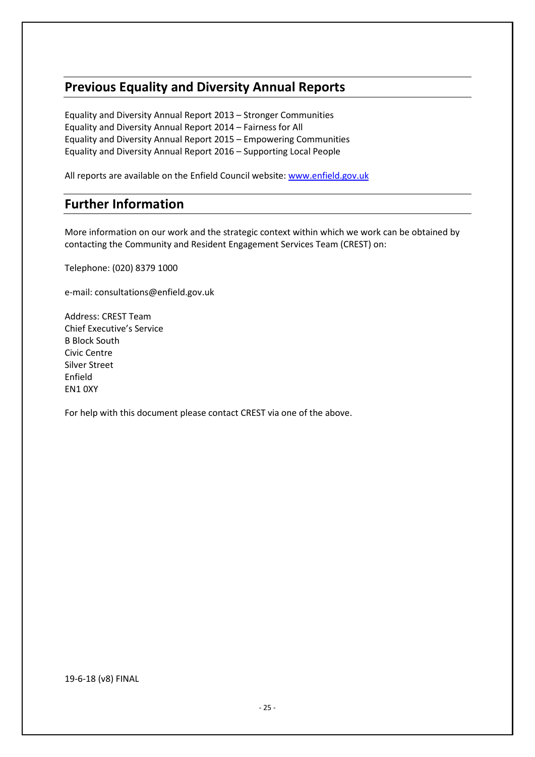## Previous Equality and Diversity Annual Reports

Equality and Diversity Annual Report 2013 – Stronger Communities
Equality and Diversity Annual Report 2014 – Fairness for All
Equality and Diversity Annual Report 2015 – Empowering Communities
Equality and Diversity Annual Report 2016 – Supporting Local People

All reports are available on the Enfield Council website: [www.enfield.gov.uk](http://www.enfield.gov.uk)

## Further Information

More information on our work and the strategic context within which we work can be obtained by contacting the Community and Resident Engagement Services Team (CREST) on:

Telephone: (020) 8379 1000

e-mail: consultations@enfield.gov.uk

Address: CREST Team
Chief Executive's Service
B Block South
Civic Centre
Silver Street
Enfield
EN1 0XY

For help with this document please contact CREST via one of the above.

19-6-18 (v8) FINAL